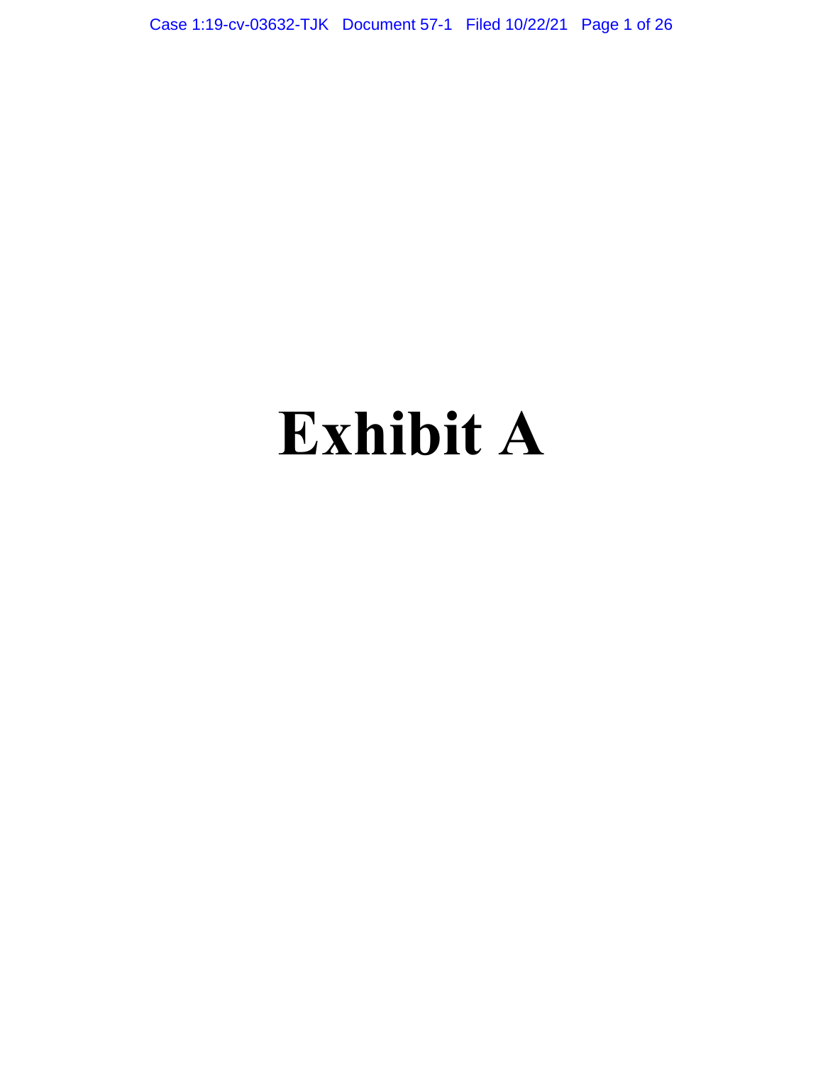# Exhibit A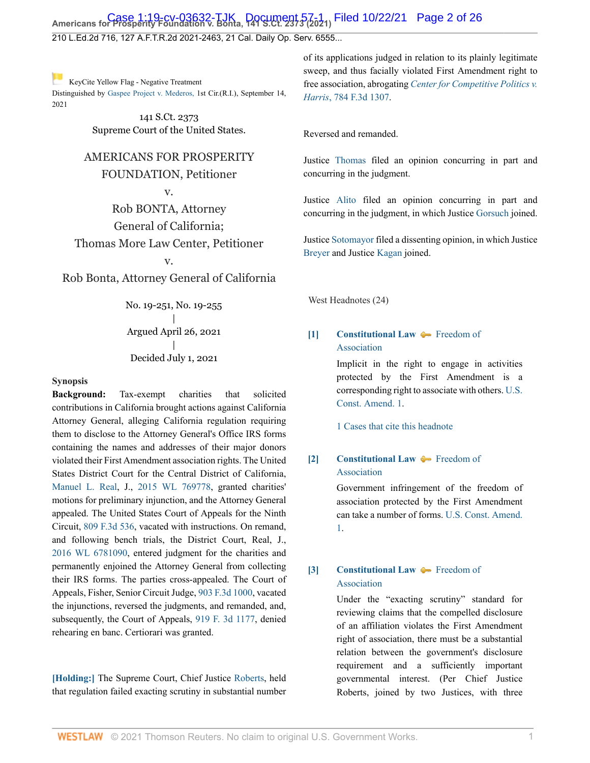KeyCite Yellow Flag - Negative Treatment
Distinguished by Gaspee Project v. Mederos, 1st Cir.(R.I.), September 14, 2021

141 S.Ct. 2373
Supreme Court of the United States.

AMERICANS FOR PROSPERITY FOUNDATION, Petitioner
v.
Rob BONTA, Attorney General of California;
Thomas More Law Center, Petitioner
v.
Rob Bonta, Attorney General of California

No. 19-251, No. 19-255
|
Argued April 26, 2021
|
Decided July 1, 2021

**Synopsis**

**Background:** Tax-exempt charities that solicited contributions in California brought actions against California Attorney General, alleging California regulation requiring them to disclose to the Attorney General's Office IRS forms containing the names and addresses of their major donors violated their First Amendment association rights. The United States District Court for the Central District of California, Manuel L. Real, J., 2015 WL 769778, granted charities' motions for preliminary injunction, and the Attorney General appealed. The United States Court of Appeals for the Ninth Circuit, 809 F.3d 536, vacated with instructions. On remand, and following bench trials, the District Court, Real, J., 2016 WL 6781090, entered judgment for the charities and permanently enjoined the Attorney General from collecting their IRS forms. The parties cross-appealed. The Court of Appeals, Fisher, Senior Circuit Judge, 903 F.3d 1000, vacated the injunctions, reversed the judgments, and remanded, and, subsequently, the Court of Appeals, 919 F. 3d 1177, denied rehearing en banc. Certiorari was granted.

**[Holding:]** The Supreme Court, Chief Justice Roberts, held that regulation failed exacting scrutiny in substantial number of its applications judged in relation to its plainly legitimate sweep, and thus facially violated First Amendment right to free association, abrogating *Center for Competitive Politics v. Harris*, 784 F.3d 1307.

Reversed and remanded.

Justice Thomas filed an opinion concurring in part and concurring in the judgment.

Justice Alito filed an opinion concurring in part and concurring in the judgment, in which Justice Gorsuch joined.

Justice Sotomayor filed a dissenting opinion, in which Justice Breyer and Justice Kagan joined.

West Headnotes (24)

**[1]** **Constitutional Law** Freedom of Association

Implicit in the right to engage in activities protected by the First Amendment is a corresponding right to associate with others. U.S. Const. Amend. 1.

1 Cases that cite this headnote

**[2]** **Constitutional Law** Freedom of Association

Government infringement of the freedom of association protected by the First Amendment can take a number of forms. U.S. Const. Amend. 1.

**[3]** **Constitutional Law** Freedom of Association

Under the "exacting scrutiny" standard for reviewing claims that the compelled disclosure of an affiliation violates the First Amendment right of association, there must be a substantial relation between the government's disclosure requirement and a sufficiently important governmental interest. (Per Chief Justice Roberts, joined by two Justices, with three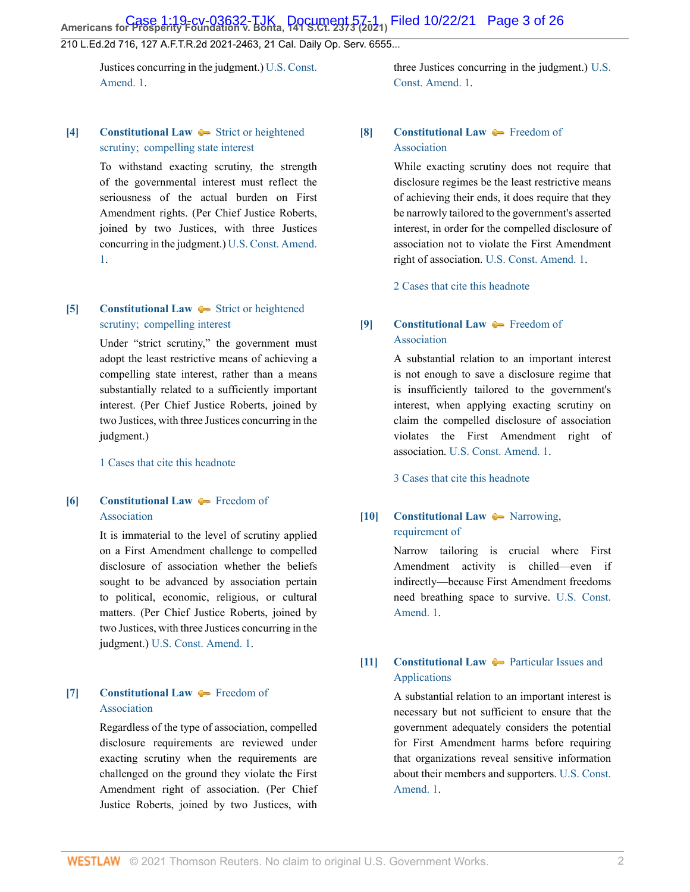Justices concurring in the judgment.) U.S. Const. Amend. 1.

**[4] Constitutional Law** — Strict or heightened scrutiny; compelling state interest

To withstand exacting scrutiny, the strength of the governmental interest must reflect the seriousness of the actual burden on First Amendment rights. (Per Chief Justice Roberts, joined by two Justices, with three Justices concurring in the judgment.) U.S. Const. Amend. 1.

**[5] Constitutional Law** — Strict or heightened scrutiny; compelling interest

Under "strict scrutiny," the government must adopt the least restrictive means of achieving a compelling state interest, rather than a means substantially related to a sufficiently important interest. (Per Chief Justice Roberts, joined by two Justices, with three Justices concurring in the judgment.)

1 Cases that cite this headnote

**[6] Constitutional Law** — Freedom of Association

It is immaterial to the level of scrutiny applied on a First Amendment challenge to compelled disclosure of association whether the beliefs sought to be advanced by association pertain to political, economic, religious, or cultural matters. (Per Chief Justice Roberts, joined by two Justices, with three Justices concurring in the judgment.) U.S. Const. Amend. 1.

**[7] Constitutional Law** — Freedom of Association

Regardless of the type of association, compelled disclosure requirements are reviewed under exacting scrutiny when the requirements are challenged on the ground they violate the First Amendment right of association. (Per Chief Justice Roberts, joined by two Justices, with three Justices concurring in the judgment.) U.S. Const. Amend. 1.

**[8] Constitutional Law** — Freedom of Association

While exacting scrutiny does not require that disclosure regimes be the least restrictive means of achieving their ends, it does require that they be narrowly tailored to the government's asserted interest, in order for the compelled disclosure of association not to violate the First Amendment right of association. U.S. Const. Amend. 1.

2 Cases that cite this headnote

**[9] Constitutional Law** — Freedom of Association

A substantial relation to an important interest is not enough to save a disclosure regime that is insufficiently tailored to the government's interest, when applying exacting scrutiny on claim the compelled disclosure of association violates the First Amendment right of association. U.S. Const. Amend. 1.

3 Cases that cite this headnote

**[10] Constitutional Law** — Narrowing, requirement of

Narrow tailoring is crucial where First Amendment activity is chilled—even if indirectly—because First Amendment freedoms need breathing space to survive. U.S. Const. Amend. 1.

**[11] Constitutional Law** — Particular Issues and Applications

A substantial relation to an important interest is necessary but not sufficient to ensure that the government adequately considers the potential for First Amendment harms before requiring that organizations reveal sensitive information about their members and supporters. U.S. Const. Amend. 1.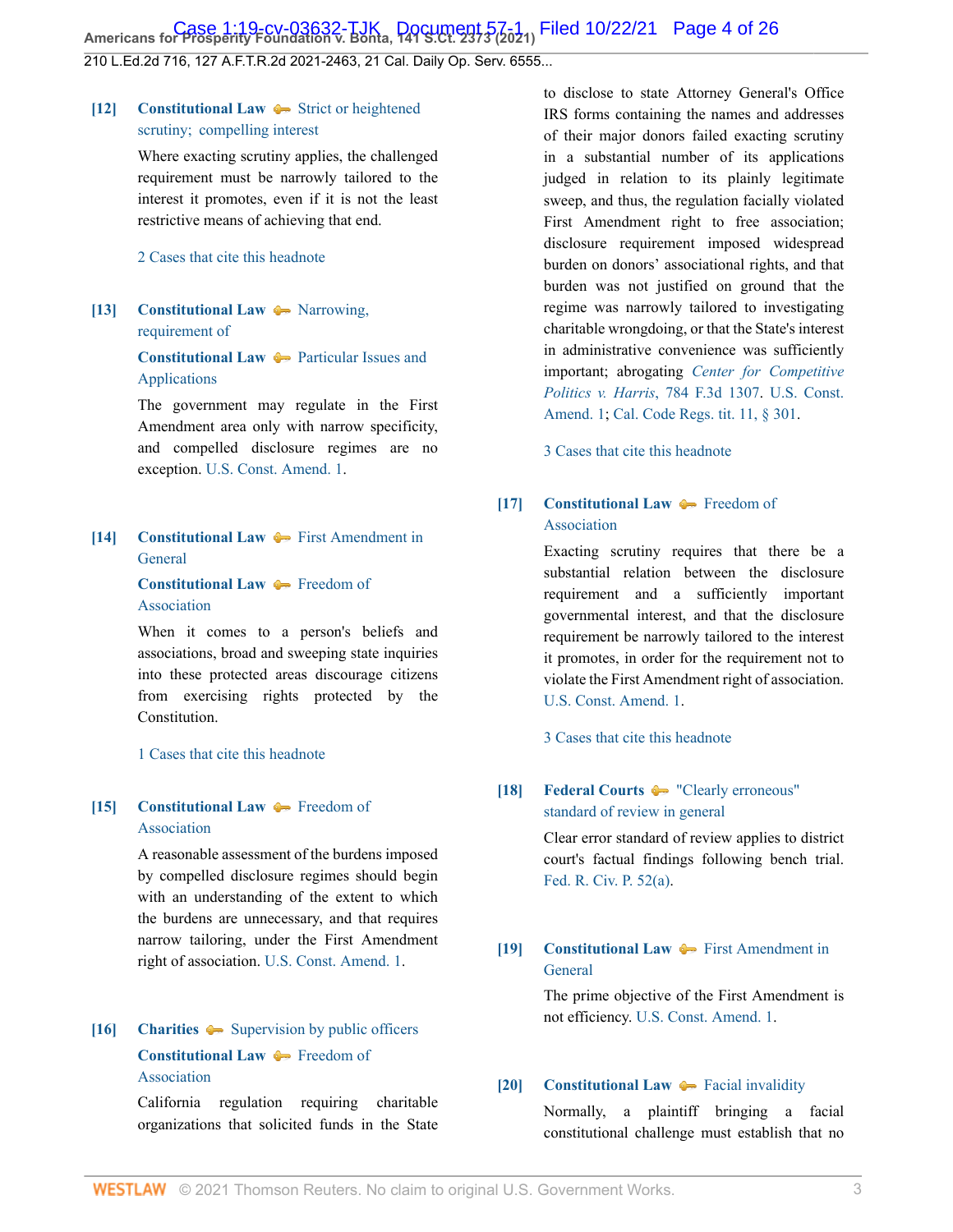**[12]** **Constitutional Law** Strict or heightened scrutiny; compelling interest

Where exacting scrutiny applies, the challenged requirement must be narrowly tailored to the interest it promotes, even if it is not the least restrictive means of achieving that end.

2 Cases that cite this headnote

**[13]** **Constitutional Law** Narrowing, requirement of

**Constitutional Law** Particular Issues and Applications

The government may regulate in the First Amendment area only with narrow specificity, and compelled disclosure regimes are no exception. U.S. Const. Amend. 1.

**[14]** **Constitutional Law** First Amendment in General

**Constitutional Law** Freedom of Association

When it comes to a person's beliefs and associations, broad and sweeping state inquiries into these protected areas discourage citizens from exercising rights protected by the Constitution.

1 Cases that cite this headnote

**[15]** **Constitutional Law** Freedom of Association

A reasonable assessment of the burdens imposed by compelled disclosure regimes should begin with an understanding of the extent to which the burdens are unnecessary, and that requires narrow tailoring, under the First Amendment right of association. U.S. Const. Amend. 1.

**[16]** **Charities** Supervision by public officers

**Constitutional Law** Freedom of Association

California regulation requiring charitable organizations that solicited funds in the State to disclose to state Attorney General's Office IRS forms containing the names and addresses of their major donors failed exacting scrutiny in a substantial number of its applications judged in relation to its plainly legitimate sweep, and thus, the regulation facially violated First Amendment right to free association; disclosure requirement imposed widespread burden on donors' associational rights, and that burden was not justified on ground that the regime was narrowly tailored to investigating charitable wrongdoing, or that the State's interest in administrative convenience was sufficiently important; abrogating *Center for Competitive Politics v. Harris*, 784 F.3d 1307. U.S. Const. Amend. 1; Cal. Code Regs. tit. 11, § 301.

3 Cases that cite this headnote

**[17]** **Constitutional Law** Freedom of Association

Exacting scrutiny requires that there be a substantial relation between the disclosure requirement and a sufficiently important governmental interest, and that the disclosure requirement be narrowly tailored to the interest it promotes, in order for the requirement not to violate the First Amendment right of association. U.S. Const. Amend. 1.

3 Cases that cite this headnote

**[18]** **Federal Courts** "Clearly erroneous" standard of review in general

Clear error standard of review applies to district court's factual findings following bench trial. Fed. R. Civ. P. 52(a).

**[19]** **Constitutional Law** First Amendment in General

The prime objective of the First Amendment is not efficiency. U.S. Const. Amend. 1.

**[20]** **Constitutional Law** Facial invalidity

Normally, a plaintiff bringing a facial constitutional challenge must establish that no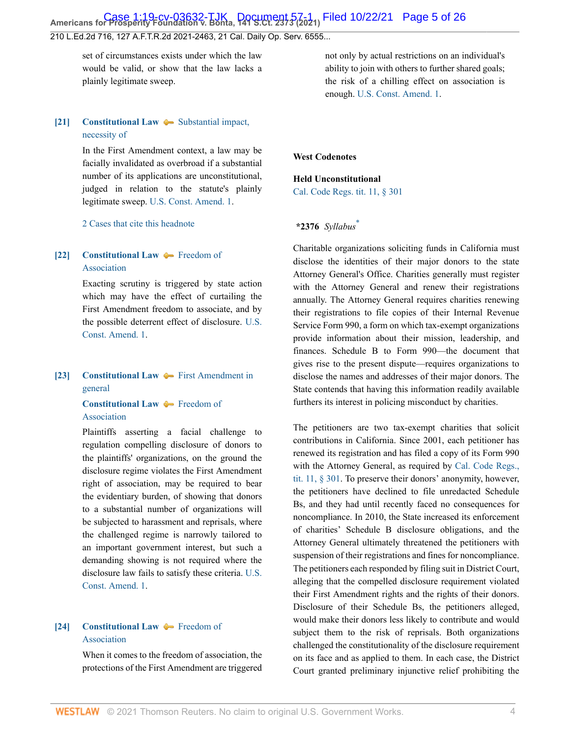set of circumstances exists under which the law would be valid, or show that the law lacks a plainly legitimate sweep.

**[21]** **Constitutional Law** Substantial impact, necessity of

In the First Amendment context, a law may be facially invalidated as overbroad if a substantial number of its applications are unconstitutional, judged in relation to the statute's plainly legitimate sweep. U.S. Const. Amend. 1.

2 Cases that cite this headnote

**[22]** **Constitutional Law** Freedom of Association

Exacting scrutiny is triggered by state action which may have the effect of curtailing the First Amendment freedom to associate, and by the possible deterrent effect of disclosure. U.S. Const. Amend. 1.

**[23]** **Constitutional Law** First Amendment in general

**Constitutional Law** Freedom of Association

Plaintiffs asserting a facial challenge to regulation compelling disclosure of donors to the plaintiffs' organizations, on the ground the disclosure regime violates the First Amendment right of association, may be required to bear the evidentiary burden, of showing that donors to a substantial number of organizations will be subjected to harassment and reprisals, where the challenged regime is narrowly tailored to an important government interest, but such a demanding showing is not required where the disclosure law fails to satisfy these criteria. U.S. Const. Amend. 1.

**[24]** **Constitutional Law** Freedom of Association

When it comes to the freedom of association, the protections of the First Amendment are triggered not only by actual restrictions on an individual's ability to join with others to further shared goals; the risk of a chilling effect on association is enough. U.S. Const. Amend. 1.

**West Codenotes**

**Held Unconstitutional**
Cal. Code Regs. tit. 11, § 301

***2376** *Syllabus*[*]

Charitable organizations soliciting funds in California must disclose the identities of their major donors to the state Attorney General's Office. Charities generally must register with the Attorney General and renew their registrations annually. The Attorney General requires charities renewing their registrations to file copies of their Internal Revenue Service Form 990, a form on which tax-exempt organizations provide information about their mission, leadership, and finances. Schedule B to Form 990—the document that gives rise to the present dispute—requires organizations to disclose the names and addresses of their major donors. The State contends that having this information readily available furthers its interest in policing misconduct by charities.

The petitioners are two tax-exempt charities that solicit contributions in California. Since 2001, each petitioner has renewed its registration and has filed a copy of its Form 990 with the Attorney General, as required by Cal. Code Regs., tit. 11, § 301. To preserve their donors' anonymity, however, the petitioners have declined to file unredacted Schedule Bs, and they had until recently faced no consequences for noncompliance. In 2010, the State increased its enforcement of charities' Schedule B disclosure obligations, and the Attorney General ultimately threatened the petitioners with suspension of their registrations and fines for noncompliance. The petitioners each responded by filing suit in District Court, alleging that the compelled disclosure requirement violated their First Amendment rights and the rights of their donors. Disclosure of their Schedule Bs, the petitioners alleged, would make their donors less likely to contribute and would subject them to the risk of reprisals. Both organizations challenged the constitutionality of the disclosure requirement on its face and as applied to them. In each case, the District Court granted preliminary injunctive relief prohibiting the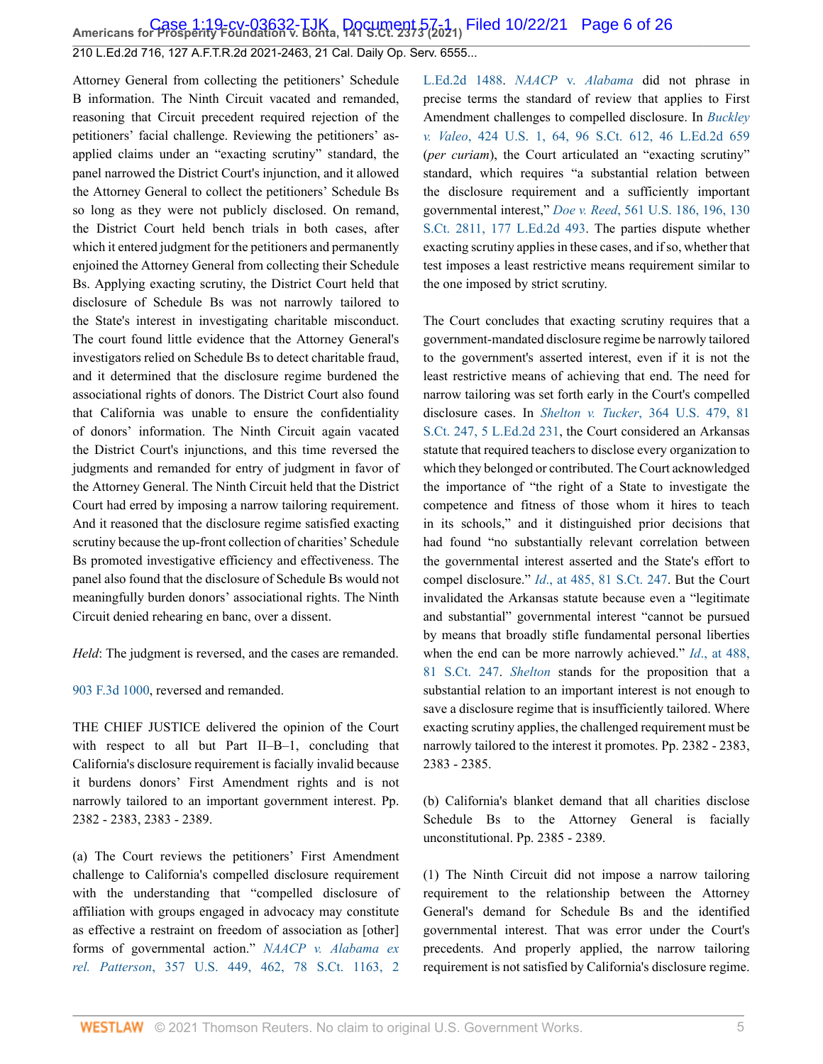Attorney General from collecting the petitioners' Schedule B information. The Ninth Circuit vacated and remanded, reasoning that Circuit precedent required rejection of the petitioners' facial challenge. Reviewing the petitioners' as-applied claims under an "exacting scrutiny" standard, the panel narrowed the District Court's injunction, and it allowed the Attorney General to collect the petitioners' Schedule Bs so long as they were not publicly disclosed. On remand, the District Court held bench trials in both cases, after which it entered judgment for the petitioners and permanently enjoined the Attorney General from collecting their Schedule Bs. Applying exacting scrutiny, the District Court held that disclosure of Schedule Bs was not narrowly tailored to the State's interest in investigating charitable misconduct. The court found little evidence that the Attorney General's investigators relied on Schedule Bs to detect charitable fraud, and it determined that the disclosure regime burdened the associational rights of donors. The District Court also found that California was unable to ensure the confidentiality of donors' information. The Ninth Circuit again vacated the District Court's injunctions, and this time reversed the judgments and remanded for entry of judgment in favor of the Attorney General. The Ninth Circuit held that the District Court had erred by imposing a narrow tailoring requirement. And it reasoned that the disclosure regime satisfied exacting scrutiny because the up-front collection of charities' Schedule Bs promoted investigative efficiency and effectiveness. The panel also found that the disclosure of Schedule Bs would not meaningfully burden donors' associational rights. The Ninth Circuit denied rehearing en banc, over a dissent.

*Held*: The judgment is reversed, and the cases are remanded.

903 F.3d 1000, reversed and remanded.

THE CHIEF JUSTICE delivered the opinion of the Court with respect to all but Part II–B–1, concluding that California's disclosure requirement is facially invalid because it burdens donors' First Amendment rights and is not narrowly tailored to an important government interest. Pp. 2382 - 2383, 2383 - 2389.

(a) The Court reviews the petitioners' First Amendment challenge to California's compelled disclosure requirement with the understanding that "compelled disclosure of affiliation with groups engaged in advocacy may constitute as effective a restraint on freedom of association as [other] forms of governmental action." *NAACP v. Alabama ex rel. Patterson*, 357 U.S. 449, 462, 78 S.Ct. 1163, 2 L.Ed.2d 1488. *NAACP v. Alabama* did not phrase in precise terms the standard of review that applies to First Amendment challenges to compelled disclosure. In *Buckley v. Valeo*, 424 U.S. 1, 64, 96 S.Ct. 612, 46 L.Ed.2d 659 (*per curiam*), the Court articulated an "exacting scrutiny" standard, which requires "a substantial relation between the disclosure requirement and a sufficiently important governmental interest," *Doe v. Reed*, 561 U.S. 186, 196, 130 S.Ct. 2811, 177 L.Ed.2d 493. The parties dispute whether exacting scrutiny applies in these cases, and if so, whether that test imposes a least restrictive means requirement similar to the one imposed by strict scrutiny.

The Court concludes that exacting scrutiny requires that a government-mandated disclosure regime be narrowly tailored to the government's asserted interest, even if it is not the least restrictive means of achieving that end. The need for narrow tailoring was set forth early in the Court's compelled disclosure cases. In *Shelton v. Tucker*, 364 U.S. 479, 81 S.Ct. 247, 5 L.Ed.2d 231, the Court considered an Arkansas statute that required teachers to disclose every organization to which they belonged or contributed. The Court acknowledged the importance of "the right of a State to investigate the competence and fitness of those whom it hires to teach in its schools," and it distinguished prior decisions that had found "no substantially relevant correlation between the governmental interest asserted and the State's effort to compel disclosure." *Id.*, at 485, 81 S.Ct. 247. But the Court invalidated the Arkansas statute because even a "legitimate and substantial" governmental interest "cannot be pursued by means that broadly stifle fundamental personal liberties when the end can be more narrowly achieved." *Id.*, at 488, 81 S.Ct. 247. *Shelton* stands for the proposition that a substantial relation to an important interest is not enough to save a disclosure regime that is insufficiently tailored. Where exacting scrutiny applies, the challenged requirement must be narrowly tailored to the interest it promotes. Pp. 2382 - 2383, 2383 - 2385.

(b) California's blanket demand that all charities disclose Schedule Bs to the Attorney General is facially unconstitutional. Pp. 2385 - 2389.

(1) The Ninth Circuit did not impose a narrow tailoring requirement to the relationship between the Attorney General's demand for Schedule Bs and the identified governmental interest. That was error under the Court's precedents. And properly applied, the narrow tailoring requirement is not satisfied by California's disclosure regime.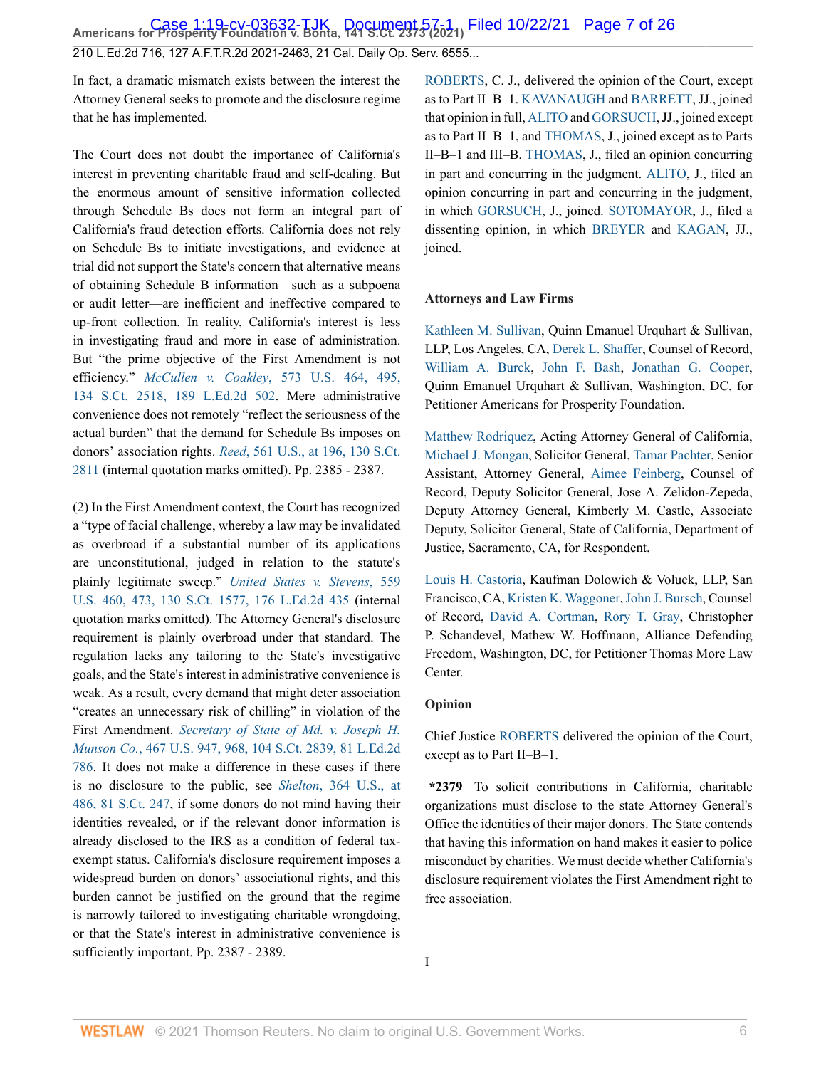In fact, a dramatic mismatch exists between the interest the Attorney General seeks to promote and the disclosure regime that he has implemented.

The Court does not doubt the importance of California's interest in preventing charitable fraud and self-dealing. But the enormous amount of sensitive information collected through Schedule Bs does not form an integral part of California's fraud detection efforts. California does not rely on Schedule Bs to initiate investigations, and evidence at trial did not support the State's concern that alternative means of obtaining Schedule B information—such as a subpoena or audit letter—are inefficient and ineffective compared to up-front collection. In reality, California's interest is less in investigating fraud and more in ease of administration. But "the prime objective of the First Amendment is not efficiency." *McCullen v. Coakley*, 573 U.S. 464, 495, 134 S.Ct. 2518, 189 L.Ed.2d 502. Mere administrative convenience does not remotely "reflect the seriousness of the actual burden" that the demand for Schedule Bs imposes on donors' association rights. *Reed*, 561 U.S., at 196, 130 S.Ct. 2811 (internal quotation marks omitted). Pp. 2385 - 2387.

(2) In the First Amendment context, the Court has recognized a "type of facial challenge, whereby a law may be invalidated as overbroad if a substantial number of its applications are unconstitutional, judged in relation to the statute's plainly legitimate sweep." *United States v. Stevens*, 559 U.S. 460, 473, 130 S.Ct. 1577, 176 L.Ed.2d 435 (internal quotation marks omitted). The Attorney General's disclosure requirement is plainly overbroad under that standard. The regulation lacks any tailoring to the State's investigative goals, and the State's interest in administrative convenience is weak. As a result, every demand that might deter association "creates an unnecessary risk of chilling" in violation of the First Amendment. *Secretary of State of Md. v. Joseph H. Munson Co.*, 467 U.S. 947, 968, 104 S.Ct. 2839, 81 L.Ed.2d 786. It does not make a difference in these cases if there is no disclosure to the public, see *Shelton*, 364 U.S., at 486, 81 S.Ct. 247, if some donors do not mind having their identities revealed, or if the relevant donor information is already disclosed to the IRS as a condition of federal tax-exempt status. California's disclosure requirement imposes a widespread burden on donors' associational rights, and this burden cannot be justified on the ground that the regime is narrowly tailored to investigating charitable wrongdoing, or that the State's interest in administrative convenience is sufficiently important. Pp. 2387 - 2389.

ROBERTS, C. J., delivered the opinion of the Court, except as to Part II–B–1. KAVANAUGH and BARRETT, JJ., joined that opinion in full, ALITO and GORSUCH, JJ., joined except as to Part II–B–1, and THOMAS, J., joined except as to Parts II–B–1 and III–B. THOMAS, J., filed an opinion concurring in part and concurring in the judgment. ALITO, J., filed an opinion concurring in part and concurring in the judgment, in which GORSUCH, J., joined. SOTOMAYOR, J., filed a dissenting opinion, in which BREYER and KAGAN, JJ., joined.

**Attorneys and Law Firms**

Kathleen M. Sullivan, Quinn Emanuel Urquhart & Sullivan, LLP, Los Angeles, CA, Derek L. Shaffer, Counsel of Record, William A. Burck, John F. Bash, Jonathan G. Cooper, Quinn Emanuel Urquhart & Sullivan, Washington, DC, for Petitioner Americans for Prosperity Foundation.

Matthew Rodriquez, Acting Attorney General of California, Michael J. Mongan, Solicitor General, Tamar Pachter, Senior Assistant, Attorney General, Aimee Feinberg, Counsel of Record, Deputy Solicitor General, Jose A. Zelidon-Zepeda, Deputy Attorney General, Kimberly M. Castle, Associate Deputy, Solicitor General, State of California, Department of Justice, Sacramento, CA, for Respondent.

Louis H. Castoria, Kaufman Dolowich & Voluck, LLP, San Francisco, CA, Kristen K. Waggoner, John J. Bursch, Counsel of Record, David A. Cortman, Rory T. Gray, Christopher P. Schandevel, Mathew W. Hoffmann, Alliance Defending Freedom, Washington, DC, for Petitioner Thomas More Law Center.

**Opinion**

Chief Justice ROBERTS delivered the opinion of the Court, except as to Part II–B–1.

**\*2379** To solicit contributions in California, charitable organizations must disclose to the state Attorney General's Office the identities of their major donors. The State contends that having this information on hand makes it easier to police misconduct by charities. We must decide whether California's disclosure requirement violates the First Amendment right to free association.

I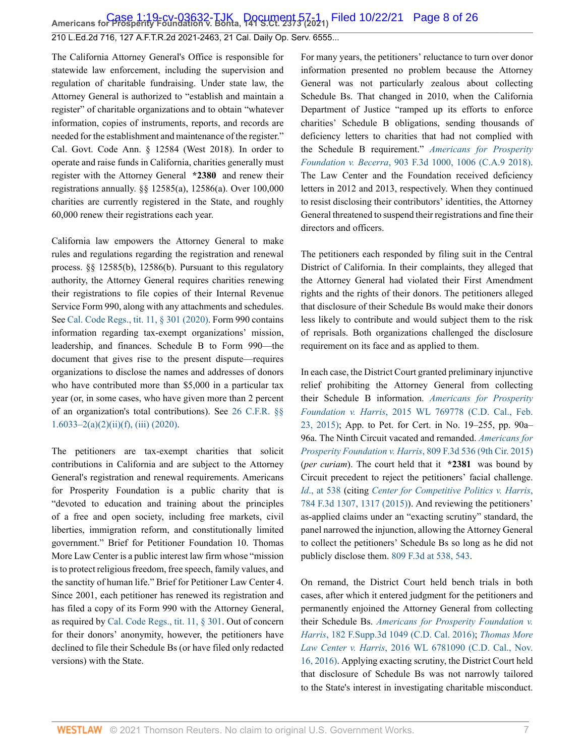The California Attorney General's Office is responsible for statewide law enforcement, including the supervision and regulation of charitable fundraising. Under state law, the Attorney General is authorized to "establish and maintain a register" of charitable organizations and to obtain "whatever information, copies of instruments, reports, and records are needed for the establishment and maintenance of the register." Cal. Govt. Code Ann. § 12584 (West 2018). In order to operate and raise funds in California, charities generally must register with the Attorney General **\*2380** and renew their registrations annually. §§ 12585(a), 12586(a). Over 100,000 charities are currently registered in the State, and roughly 60,000 renew their registrations each year.

California law empowers the Attorney General to make rules and regulations regarding the registration and renewal process. §§ 12585(b), 12586(b). Pursuant to this regulatory authority, the Attorney General requires charities renewing their registrations to file copies of their Internal Revenue Service Form 990, along with any attachments and schedules. See Cal. Code Regs., tit. 11, § 301 (2020). Form 990 contains information regarding tax-exempt organizations' mission, leadership, and finances. Schedule B to Form 990—the document that gives rise to the present dispute—requires organizations to disclose the names and addresses of donors who have contributed more than $5,000 in a particular tax year (or, in some cases, who have given more than 2 percent of an organization's total contributions). See 26 C.F.R. §§ 1.6033–2(a)(2)(ii)(f), (iii) (2020).

The petitioners are tax-exempt charities that solicit contributions in California and are subject to the Attorney General's registration and renewal requirements. Americans for Prosperity Foundation is a public charity that is "devoted to education and training about the principles of a free and open society, including free markets, civil liberties, immigration reform, and constitutionally limited government." Brief for Petitioner Foundation 10. Thomas More Law Center is a public interest law firm whose "mission is to protect religious freedom, free speech, family values, and the sanctity of human life." Brief for Petitioner Law Center 4. Since 2001, each petitioner has renewed its registration and has filed a copy of its Form 990 with the Attorney General, as required by Cal. Code Regs., tit. 11, § 301. Out of concern for their donors' anonymity, however, the petitioners have declined to file their Schedule Bs (or have filed only redacted versions) with the State.

For many years, the petitioners' reluctance to turn over donor information presented no problem because the Attorney General was not particularly zealous about collecting Schedule Bs. That changed in 2010, when the California Department of Justice "ramped up its efforts to enforce charities' Schedule B obligations, sending thousands of deficiency letters to charities that had not complied with the Schedule B requirement." *Americans for Prosperity Foundation v. Becerra*, 903 F.3d 1000, 1006 (C.A.9 2018). The Law Center and the Foundation received deficiency letters in 2012 and 2013, respectively. When they continued to resist disclosing their contributors' identities, the Attorney General threatened to suspend their registrations and fine their directors and officers.

The petitioners each responded by filing suit in the Central District of California. In their complaints, they alleged that the Attorney General had violated their First Amendment rights and the rights of their donors. The petitioners alleged that disclosure of their Schedule Bs would make their donors less likely to contribute and would subject them to the risk of reprisals. Both organizations challenged the disclosure requirement on its face and as applied to them.

In each case, the District Court granted preliminary injunctive relief prohibiting the Attorney General from collecting their Schedule B information. *Americans for Prosperity Foundation v. Harris*, 2015 WL 769778 (C.D. Cal., Feb. 23, 2015); App. to Pet. for Cert. in No. 19–255, pp. 90a–96a. The Ninth Circuit vacated and remanded. *Americans for Prosperity Foundation v. Harris*, 809 F.3d 536 (9th Cir. 2015) (*per curiam*). The court held that it **\*2381** was bound by Circuit precedent to reject the petitioners' facial challenge. *Id.*, at 538 (citing *Center for Competitive Politics v. Harris*, 784 F.3d 1307, 1317 (2015)). And reviewing the petitioners' as-applied claims under an "exacting scrutiny" standard, the panel narrowed the injunction, allowing the Attorney General to collect the petitioners' Schedule Bs so long as he did not publicly disclose them. 809 F.3d at 538, 543.

On remand, the District Court held bench trials in both cases, after which it entered judgment for the petitioners and permanently enjoined the Attorney General from collecting their Schedule Bs. *Americans for Prosperity Foundation v. Harris*, 182 F.Supp.3d 1049 (C.D. Cal. 2016); *Thomas More Law Center v. Harris*, 2016 WL 6781090 (C.D. Cal., Nov. 16, 2016). Applying exacting scrutiny, the District Court held that disclosure of Schedule Bs was not narrowly tailored to the State's interest in investigating charitable misconduct.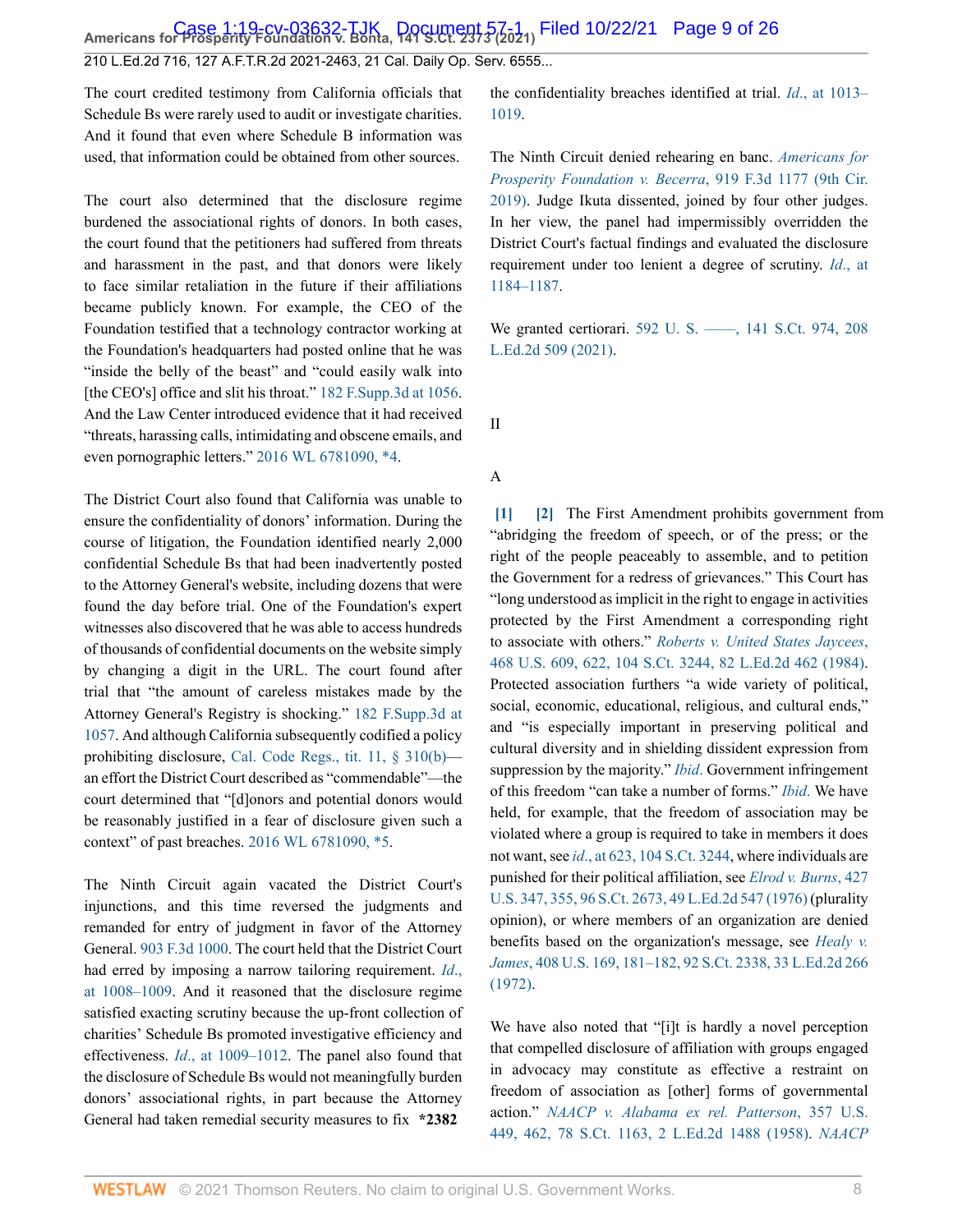The court credited testimony from California officials that Schedule Bs were rarely used to audit or investigate charities. And it found that even where Schedule B information was used, that information could be obtained from other sources.

The court also determined that the disclosure regime burdened the associational rights of donors. In both cases, the court found that the petitioners had suffered from threats and harassment in the past, and that donors were likely to face similar retaliation in the future if their affiliations became publicly known. For example, the CEO of the Foundation testified that a technology contractor working at the Foundation's headquarters had posted online that he was "inside the belly of the beast" and "could easily walk into [the CEO's] office and slit his throat." 182 F.Supp.3d at 1056. And the Law Center introduced evidence that it had received "threats, harassing calls, intimidating and obscene emails, and even pornographic letters." 2016 WL 6781090, *4.

The District Court also found that California was unable to ensure the confidentiality of donors' information. During the course of litigation, the Foundation identified nearly 2,000 confidential Schedule Bs that had been inadvertently posted to the Attorney General's website, including dozens that were found the day before trial. One of the Foundation's expert witnesses also discovered that he was able to access hundreds of thousands of confidential documents on the website simply by changing a digit in the URL. The court found after trial that "the amount of careless mistakes made by the Attorney General's Registry is shocking." 182 F.Supp.3d at 1057. And although California subsequently codified a policy prohibiting disclosure, Cal. Code Regs., tit. 11, § 310(b)—an effort the District Court described as "commendable"—the court determined that "[d]onors and potential donors would be reasonably justified in a fear of disclosure given such a context" of past breaches. 2016 WL 6781090, *5.

The Ninth Circuit again vacated the District Court's injunctions, and this time reversed the judgments and remanded for entry of judgment in favor of the Attorney General. 903 F.3d 1000. The court held that the District Court had erred by imposing a narrow tailoring requirement. *Id.*, at 1008–1009. And it reasoned that the disclosure regime satisfied exacting scrutiny because the up-front collection of charities' Schedule Bs promoted investigative efficiency and effectiveness. *Id.*, at 1009–1012. The panel also found that the disclosure of Schedule Bs would not meaningfully burden donors' associational rights, in part because the Attorney General had taken remedial security measures to fix **\*2382** the confidentiality breaches identified at trial. *Id.*, at 1013–1019.

The Ninth Circuit denied rehearing en banc. *Americans for Prosperity Foundation v. Becerra*, 919 F.3d 1177 (9th Cir. 2019). Judge Ikuta dissented, joined by four other judges. In her view, the panel had impermissibly overridden the District Court's factual findings and evaluated the disclosure requirement under too lenient a degree of scrutiny. *Id.*, at 1184–1187.

We granted certiorari. 592 U. S. ––––, 141 S.Ct. 974, 208 L.Ed.2d 509 (2021).

## II

### A

[1] [2] The First Amendment prohibits government from "abridging the freedom of speech, or of the press; or the right of the people peaceably to assemble, and to petition the Government for a redress of grievances." This Court has "long understood as implicit in the right to engage in activities protected by the First Amendment a corresponding right to associate with others." *Roberts v. United States Jaycees*, 468 U.S. 609, 622, 104 S.Ct. 3244, 82 L.Ed.2d 462 (1984). Protected association furthers "a wide variety of political, social, economic, educational, religious, and cultural ends," and "is especially important in preserving political and cultural diversity and in shielding dissident expression from suppression by the majority." *Ibid.* Government infringement of this freedom "can take a number of forms." *Ibid.* We have held, for example, that the freedom of association may be violated where a group is required to take in members it does not want, see *id.*, at 623, 104 S.Ct. 3244, where individuals are punished for their political affiliation, see *Elrod v. Burns*, 427 U.S. 347, 355, 96 S.Ct. 2673, 49 L.Ed.2d 547 (1976) (plurality opinion), or where members of an organization are denied benefits based on the organization's message, see *Healy v. James*, 408 U.S. 169, 181–182, 92 S.Ct. 2338, 33 L.Ed.2d 266 (1972).

We have also noted that "[i]t is hardly a novel perception that compelled disclosure of affiliation with groups engaged in advocacy may constitute as effective a restraint on freedom of association as [other] forms of governmental action." *NAACP v. Alabama ex rel. Patterson*, 357 U.S. 449, 462, 78 S.Ct. 1163, 2 L.Ed.2d 1488 (1958). *NAACP*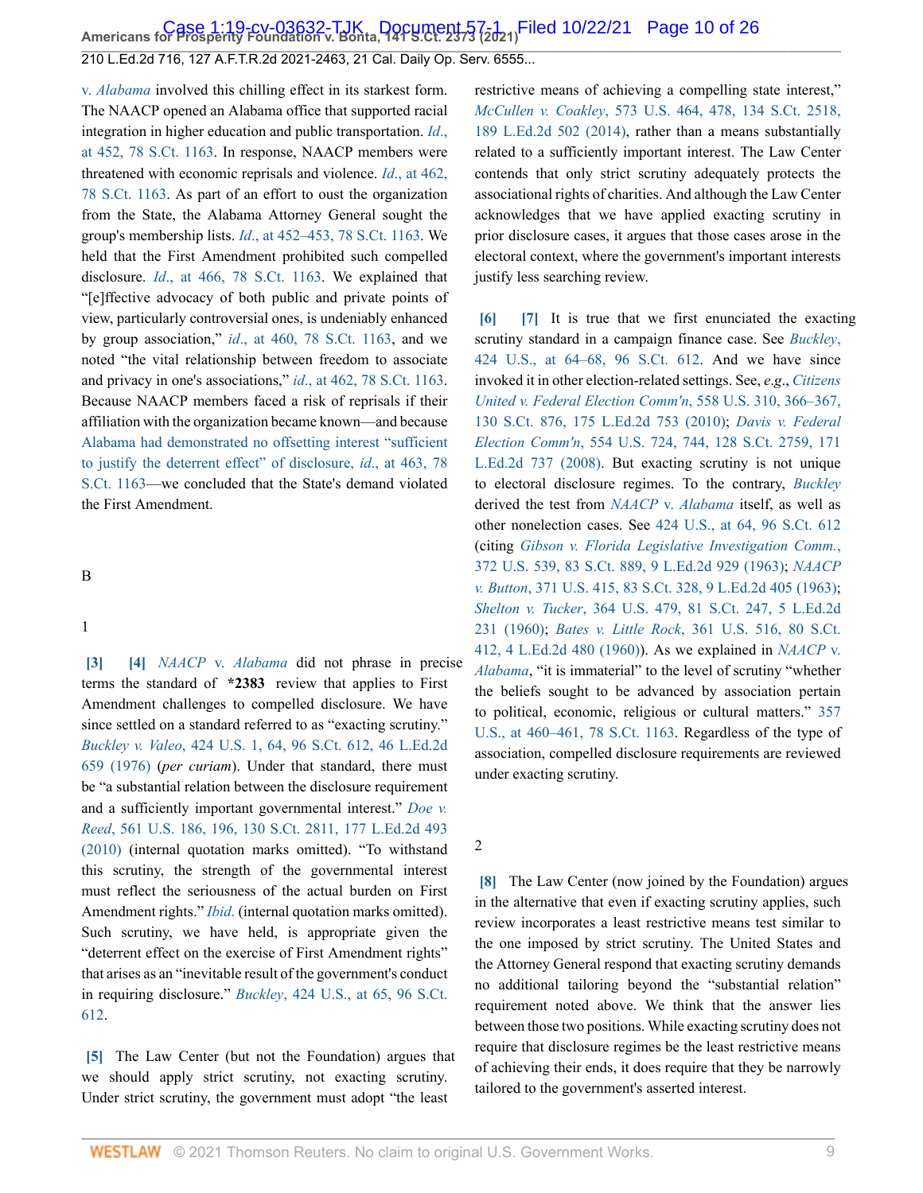v. *Alabama* involved this chilling effect in its starkest form. The NAACP opened an Alabama office that supported racial integration in higher education and public transportation. *Id*., at 452, 78 S.Ct. 1163. In response, NAACP members were threatened with economic reprisals and violence. *Id*., at 462, 78 S.Ct. 1163. As part of an effort to oust the organization from the State, the Alabama Attorney General sought the group's membership lists. *Id*., at 452–453, 78 S.Ct. 1163. We held that the First Amendment prohibited such compelled disclosure. *Id*., at 466, 78 S.Ct. 1163. We explained that "[e]ffective advocacy of both public and private points of view, particularly controversial ones, is undeniably enhanced by group association," *id*., at 460, 78 S.Ct. 1163, and we noted "the vital relationship between freedom to associate and privacy in one's associations," *id*., at 462, 78 S.Ct. 1163. Because NAACP members faced a risk of reprisals if their affiliation with the organization became known—and because Alabama had demonstrated no offsetting interest "sufficient to justify the deterrent effect" of disclosure, *id*., at 463, 78 S.Ct. 1163—we concluded that the State's demand violated the First Amendment.

B

1

**[3]** **[4]** *NAACP* v. *Alabama* did not phrase in precise terms the standard of **\*2383** review that applies to First Amendment challenges to compelled disclosure. We have since settled on a standard referred to as "exacting scrutiny." *Buckley v. Valeo*, 424 U.S. 1, 64, 96 S.Ct. 612, 46 L.Ed.2d 659 (1976) (*per curiam*). Under that standard, there must be "a substantial relation between the disclosure requirement and a sufficiently important governmental interest." *Doe v. Reed*, 561 U.S. 186, 196, 130 S.Ct. 2811, 177 L.Ed.2d 493 (2010) (internal quotation marks omitted). "To withstand this scrutiny, the strength of the governmental interest must reflect the seriousness of the actual burden on First Amendment rights." *Ibid*. (internal quotation marks omitted). Such scrutiny, we have held, is appropriate given the "deterrent effect on the exercise of First Amendment rights" that arises as an "inevitable result of the government's conduct in requiring disclosure." *Buckley*, 424 U.S., at 65, 96 S.Ct. 612.

**[5]** The Law Center (but not the Foundation) argues that we should apply strict scrutiny, not exacting scrutiny. Under strict scrutiny, the government must adopt "the least restrictive means of achieving a compelling state interest," *McCullen v. Coakley*, 573 U.S. 464, 478, 134 S.Ct. 2518, 189 L.Ed.2d 502 (2014), rather than a means substantially related to a sufficiently important interest. The Law Center contends that only strict scrutiny adequately protects the associational rights of charities. And although the Law Center acknowledges that we have applied exacting scrutiny in prior disclosure cases, it argues that those cases arose in the electoral context, where the government's important interests justify less searching review.

**[6]** **[7]** It is true that we first enunciated the exacting scrutiny standard in a campaign finance case. See *Buckley*, 424 U.S., at 64–68, 96 S.Ct. 612. And we have since invoked it in other election-related settings. See, *e.g.*, *Citizens United v. Federal Election Comm'n*, 558 U.S. 310, 366–367, 130 S.Ct. 876, 175 L.Ed.2d 753 (2010); *Davis v. Federal Election Comm'n*, 554 U.S. 724, 744, 128 S.Ct. 2759, 171 L.Ed.2d 737 (2008). But exacting scrutiny is not unique to electoral disclosure regimes. To the contrary, *Buckley* derived the test from *NAACP* v. *Alabama* itself, as well as other nonelection cases. See 424 U.S., at 64, 96 S.Ct. 612 (citing *Gibson v. Florida Legislative Investigation Comm.*, 372 U.S. 539, 83 S.Ct. 889, 9 L.Ed.2d 929 (1963); *NAACP v. Button*, 371 U.S. 415, 83 S.Ct. 328, 9 L.Ed.2d 405 (1963); *Shelton v. Tucker*, 364 U.S. 479, 81 S.Ct. 247, 5 L.Ed.2d 231 (1960); *Bates v. Little Rock*, 361 U.S. 516, 80 S.Ct. 412, 4 L.Ed.2d 480 (1960)). As we explained in *NAACP* v. *Alabama*, "it is immaterial" to the level of scrutiny "whether the beliefs sought to be advanced by association pertain to political, economic, religious or cultural matters." 357 U.S., at 460–461, 78 S.Ct. 1163. Regardless of the type of association, compelled disclosure requirements are reviewed under exacting scrutiny.

2

**[8]** The Law Center (now joined by the Foundation) argues in the alternative that even if exacting scrutiny applies, such review incorporates a least restrictive means test similar to the one imposed by strict scrutiny. The United States and the Attorney General respond that exacting scrutiny demands no additional tailoring beyond the "substantial relation" requirement noted above. We think that the answer lies between those two positions. While exacting scrutiny does not require that disclosure regimes be the least restrictive means of achieving their ends, it does require that they be narrowly tailored to the government's asserted interest.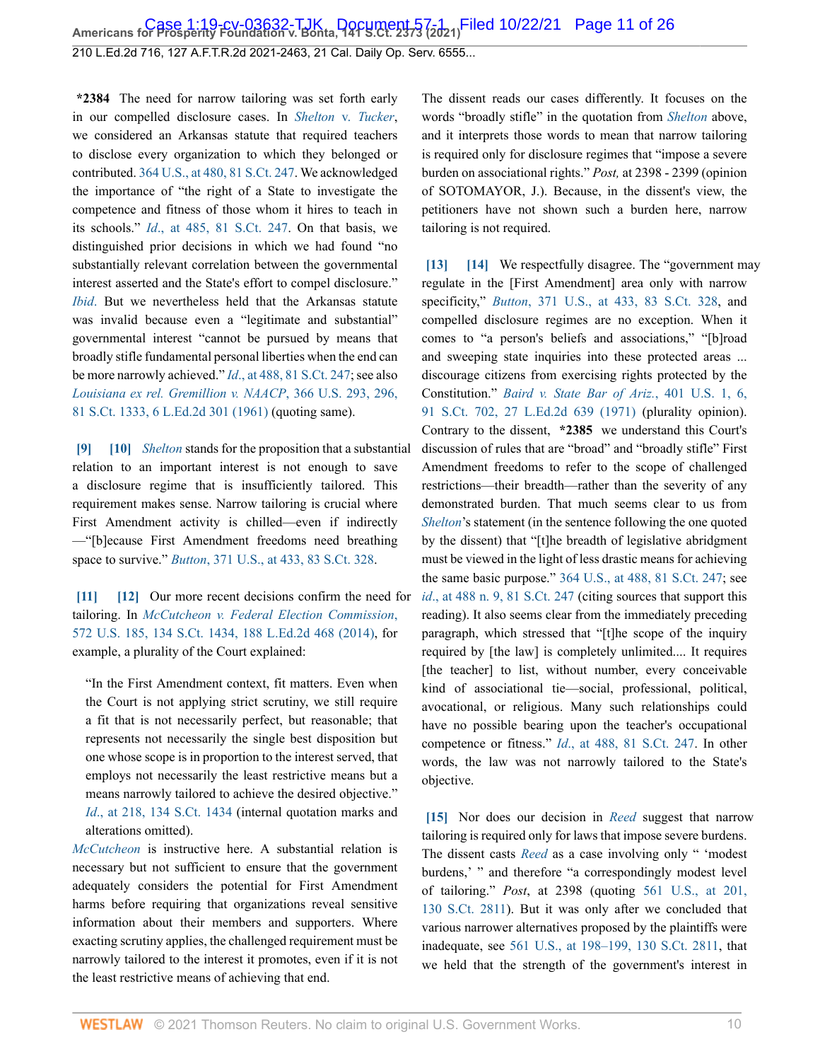**\*2384** The need for narrow tailoring was set forth early in our compelled disclosure cases. In *Shelton v. Tucker*, we considered an Arkansas statute that required teachers to disclose every organization to which they belonged or contributed. 364 U.S., at 480, 81 S.Ct. 247. We acknowledged the importance of "the right of a State to investigate the competence and fitness of those whom it hires to teach in its schools." *Id*., at 485, 81 S.Ct. 247. On that basis, we distinguished prior decisions in which we had found "no substantially relevant correlation between the governmental interest asserted and the State's effort to compel disclosure." *Ibid*. But we nevertheless held that the Arkansas statute was invalid because even a "legitimate and substantial" governmental interest "cannot be pursued by means that broadly stifle fundamental personal liberties when the end can be more narrowly achieved." *Id*., at 488, 81 S.Ct. 247; see also *Louisiana ex rel. Gremillion v. NAACP*, 366 U.S. 293, 296, 81 S.Ct. 1333, 6 L.Ed.2d 301 (1961) (quoting same).

**[9]** **[10]** *Shelton* stands for the proposition that a substantial relation to an important interest is not enough to save a disclosure regime that is insufficiently tailored. This requirement makes sense. Narrow tailoring is crucial where First Amendment activity is chilled—even if indirectly—"[b]ecause First Amendment freedoms need breathing space to survive." *Button*, 371 U.S., at 433, 83 S.Ct. 328.

**[11]** **[12]** Our more recent decisions confirm the need for tailoring. In *McCutcheon v. Federal Election Commission*, 572 U.S. 185, 134 S.Ct. 1434, 188 L.Ed.2d 468 (2014), for example, a plurality of the Court explained:

> "In the First Amendment context, fit matters. Even when the Court is not applying strict scrutiny, we still require a fit that is not necessarily perfect, but reasonable; that represents not necessarily the single best disposition but one whose scope is in proportion to the interest served, that employs not necessarily the least restrictive means but a means narrowly tailored to achieve the desired objective." *Id*., at 218, 134 S.Ct. 1434 (internal quotation marks and alterations omitted).

*McCutcheon* is instructive here. A substantial relation is necessary but not sufficient to ensure that the government adequately considers the potential for First Amendment harms before requiring that organizations reveal sensitive information about their members and supporters. Where exacting scrutiny applies, the challenged requirement must be narrowly tailored to the interest it promotes, even if it is not the least restrictive means of achieving that end.

The dissent reads our cases differently. It focuses on the words "broadly stifle" in the quotation from *Shelton* above, and it interprets those words to mean that narrow tailoring is required only for disclosure regimes that "impose a severe burden on associational rights." *Post,* at 2398 - 2399 (opinion of SOTOMAYOR, J.). Because, in the dissent's view, the petitioners have not shown such a burden here, narrow tailoring is not required.

**[13]** **[14]** We respectfully disagree. The "government may regulate in the [First Amendment] area only with narrow specificity," *Button*, 371 U.S., at 433, 83 S.Ct. 328, and compelled disclosure regimes are no exception. When it comes to "a person's beliefs and associations," "[b]road and sweeping state inquiries into these protected areas ... discourage citizens from exercising rights protected by the Constitution." *Baird v. State Bar of Ariz.*, 401 U.S. 1, 6, 91 S.Ct. 702, 27 L.Ed.2d 639 (1971) (plurality opinion). Contrary to the dissent, **\*2385** we understand this Court's discussion of rules that are "broad" and "broadly stifle" First Amendment freedoms to refer to the scope of challenged restrictions—their breadth—rather than the severity of any demonstrated burden. That much seems clear to us from *Shelton*'s statement (in the sentence following the one quoted by the dissent) that "[t]he breadth of legislative abridgment must be viewed in the light of less drastic means for achieving the same basic purpose." 364 U.S., at 488, 81 S.Ct. 247; see *id*., at 488 n. 9, 81 S.Ct. 247 (citing sources that support this reading). It also seems clear from the immediately preceding paragraph, which stressed that "[t]he scope of the inquiry required by [the law] is completely unlimited.... It requires [the teacher] to list, without number, every conceivable kind of associational tie—social, professional, political, avocational, or religious. Many such relationships could have no possible bearing upon the teacher's occupational competence or fitness." *Id*., at 488, 81 S.Ct. 247. In other words, the law was not narrowly tailored to the State's objective.

**[15]** Nor does our decision in *Reed* suggest that narrow tailoring is required only for laws that impose severe burdens. The dissent casts *Reed* as a case involving only " 'modest burdens,' " and therefore "a correspondingly modest level of tailoring." *Post*, at 2398 (quoting 561 U.S., at 201, 130 S.Ct. 2811). But it was only after we concluded that various narrower alternatives proposed by the plaintiffs were inadequate, see 561 U.S., at 198–199, 130 S.Ct. 2811, that we held that the strength of the government's interest in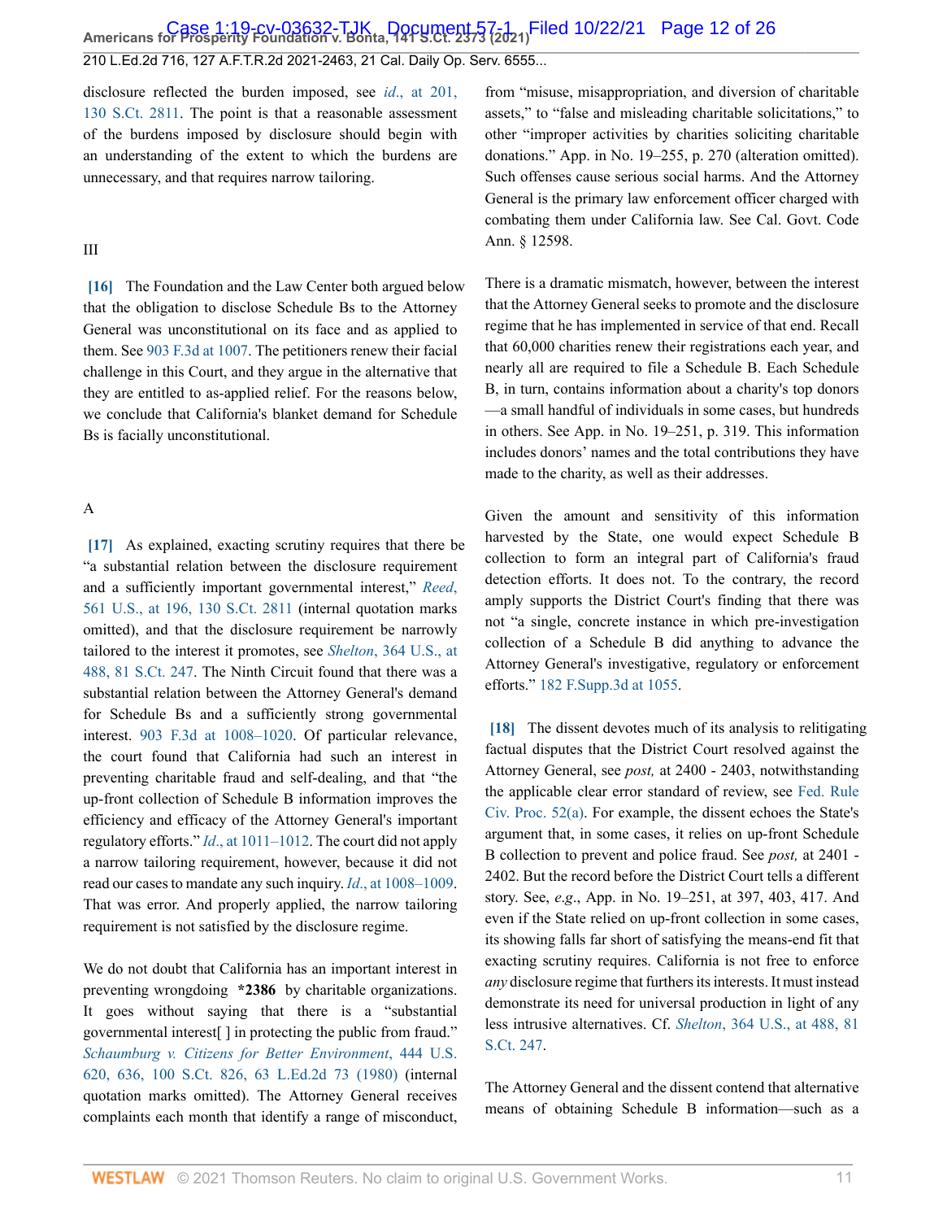disclosure reflected the burden imposed, see *id*., at 201, 130 S.Ct. 2811. The point is that a reasonable assessment of the burdens imposed by disclosure should begin with an understanding of the extent to which the burdens are unnecessary, and that requires narrow tailoring.

III

**[16]** The Foundation and the Law Center both argued below that the obligation to disclose Schedule Bs to the Attorney General was unconstitutional on its face and as applied to them. See 903 F.3d at 1007. The petitioners renew their facial challenge in this Court, and they argue in the alternative that they are entitled to as-applied relief. For the reasons below, we conclude that California's blanket demand for Schedule Bs is facially unconstitutional.

A

**[17]** As explained, exacting scrutiny requires that there be "a substantial relation between the disclosure requirement and a sufficiently important governmental interest," *Reed*, 561 U.S., at 196, 130 S.Ct. 2811 (internal quotation marks omitted), and that the disclosure requirement be narrowly tailored to the interest it promotes, see *Shelton*, 364 U.S., at 488, 81 S.Ct. 247. The Ninth Circuit found that there was a substantial relation between the Attorney General's demand for Schedule Bs and a sufficiently strong governmental interest. 903 F.3d at 1008–1020. Of particular relevance, the court found that California had such an interest in preventing charitable fraud and self-dealing, and that "the up-front collection of Schedule B information improves the efficiency and efficacy of the Attorney General's important regulatory efforts." *Id*., at 1011–1012. The court did not apply a narrow tailoring requirement, however, because it did not read our cases to mandate any such inquiry. *Id*., at 1008–1009. That was error. And properly applied, the narrow tailoring requirement is not satisfied by the disclosure regime.

We do not doubt that California has an important interest in preventing wrongdoing **\*2386** by charitable organizations. It goes without saying that there is a "substantial governmental interest[ ] in protecting the public from fraud." *Schaumburg v. Citizens for Better Environment*, 444 U.S. 620, 636, 100 S.Ct. 826, 63 L.Ed.2d 73 (1980) (internal quotation marks omitted). The Attorney General receives complaints each month that identify a range of misconduct, from "misuse, misappropriation, and diversion of charitable assets," to "false and misleading charitable solicitations," to other "improper activities by charities soliciting charitable donations." App. in No. 19–255, p. 270 (alteration omitted). Such offenses cause serious social harms. And the Attorney General is the primary law enforcement officer charged with combating them under California law. See Cal. Govt. Code Ann. § 12598.

There is a dramatic mismatch, however, between the interest that the Attorney General seeks to promote and the disclosure regime that he has implemented in service of that end. Recall that 60,000 charities renew their registrations each year, and nearly all are required to file a Schedule B. Each Schedule B, in turn, contains information about a charity's top donors —a small handful of individuals in some cases, but hundreds in others. See App. in No. 19–251, p. 319. This information includes donors' names and the total contributions they have made to the charity, as well as their addresses.

Given the amount and sensitivity of this information harvested by the State, one would expect Schedule B collection to form an integral part of California's fraud detection efforts. It does not. To the contrary, the record amply supports the District Court's finding that there was not "a single, concrete instance in which pre-investigation collection of a Schedule B did anything to advance the Attorney General's investigative, regulatory or enforcement efforts." 182 F.Supp.3d at 1055.

**[18]** The dissent devotes much of its analysis to relitigating factual disputes that the District Court resolved against the Attorney General, see *post,* at 2400 - 2403, notwithstanding the applicable clear error standard of review, see Fed. Rule Civ. Proc. 52(a). For example, the dissent echoes the State's argument that, in some cases, it relies on up-front Schedule B collection to prevent and police fraud. See *post,* at 2401 - 2402. But the record before the District Court tells a different story. See, *e.g*., App. in No. 19–251, at 397, 403, 417. And even if the State relied on up-front collection in some cases, its showing falls far short of satisfying the means-end fit that exacting scrutiny requires. California is not free to enforce *any* disclosure regime that furthers its interests. It must instead demonstrate its need for universal production in light of any less intrusive alternatives. Cf. *Shelton*, 364 U.S., at 488, 81 S.Ct. 247.

The Attorney General and the dissent contend that alternative means of obtaining Schedule B information—such as a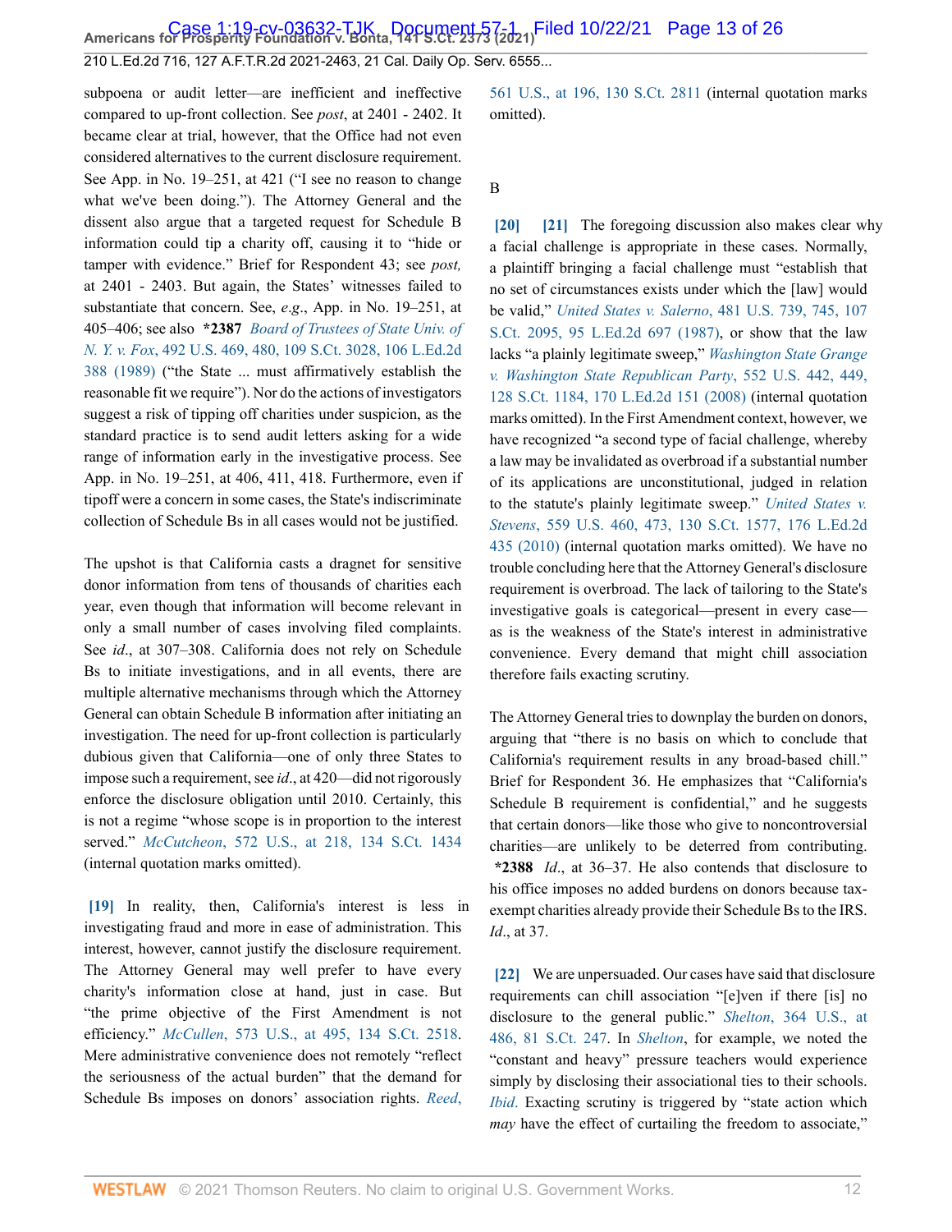subpoena or audit letter—are inefficient and ineffective compared to up-front collection. See *post*, at 2401 - 2402. It became clear at trial, however, that the Office had not even considered alternatives to the current disclosure requirement. See App. in No. 19–251, at 421 ("I see no reason to change what we've been doing."). The Attorney General and the dissent also argue that a targeted request for Schedule B information could tip a charity off, causing it to "hide or tamper with evidence." Brief for Respondent 43; see *post,* at 2401 - 2403. But again, the States' witnesses failed to substantiate that concern. See, *e.g*., App. in No. 19–251, at 405–406; see also **\*2387** *Board of Trustees of State Univ. of N. Y. v. Fox*, 492 U.S. 469, 480, 109 S.Ct. 3028, 106 L.Ed.2d 388 (1989) ("the State ... must affirmatively establish the reasonable fit we require"). Nor do the actions of investigators suggest a risk of tipping off charities under suspicion, as the standard practice is to send audit letters asking for a wide range of information early in the investigative process. See App. in No. 19–251, at 406, 411, 418. Furthermore, even if tipoff were a concern in some cases, the State's indiscriminate collection of Schedule Bs in all cases would not be justified.

The upshot is that California casts a dragnet for sensitive donor information from tens of thousands of charities each year, even though that information will become relevant in only a small number of cases involving filed complaints. See *id*., at 307–308. California does not rely on Schedule Bs to initiate investigations, and in all events, there are multiple alternative mechanisms through which the Attorney General can obtain Schedule B information after initiating an investigation. The need for up-front collection is particularly dubious given that California—one of only three States to impose such a requirement, see *id*., at 420—did not rigorously enforce the disclosure obligation until 2010. Certainly, this is not a regime "whose scope is in proportion to the interest served." *McCutcheon*, 572 U.S., at 218, 134 S.Ct. 1434 (internal quotation marks omitted).

[19] In reality, then, California's interest is less in investigating fraud and more in ease of administration. This interest, however, cannot justify the disclosure requirement. The Attorney General may well prefer to have every charity's information close at hand, just in case. But "the prime objective of the First Amendment is not efficiency." *McCullen*, 573 U.S., at 495, 134 S.Ct. 2518. Mere administrative convenience does not remotely "reflect the seriousness of the actual burden" that the demand for Schedule Bs imposes on donors' association rights. *Reed*, 561 U.S., at 196, 130 S.Ct. 2811 (internal quotation marks omitted).

B

[20] [21] The foregoing discussion also makes clear why a facial challenge is appropriate in these cases. Normally, a plaintiff bringing a facial challenge must "establish that no set of circumstances exists under which the [law] would be valid," *United States v. Salerno*, 481 U.S. 739, 745, 107 S.Ct. 2095, 95 L.Ed.2d 697 (1987), or show that the law lacks "a plainly legitimate sweep," *Washington State Grange v. Washington State Republican Party*, 552 U.S. 442, 449, 128 S.Ct. 1184, 170 L.Ed.2d 151 (2008) (internal quotation marks omitted). In the First Amendment context, however, we have recognized "a second type of facial challenge, whereby a law may be invalidated as overbroad if a substantial number of its applications are unconstitutional, judged in relation to the statute's plainly legitimate sweep." *United States v. Stevens*, 559 U.S. 460, 473, 130 S.Ct. 1577, 176 L.Ed.2d 435 (2010) (internal quotation marks omitted). We have no trouble concluding here that the Attorney General's disclosure requirement is overbroad. The lack of tailoring to the State's investigative goals is categorical—present in every case—as is the weakness of the State's interest in administrative convenience. Every demand that might chill association therefore fails exacting scrutiny.

The Attorney General tries to downplay the burden on donors, arguing that "there is no basis on which to conclude that California's requirement results in any broad-based chill." Brief for Respondent 36. He emphasizes that "California's Schedule B requirement is confidential," and he suggests that certain donors—like those who give to noncontroversial charities—are unlikely to be deterred from contributing. **\*2388** *Id*., at 36–37. He also contends that disclosure to his office imposes no added burdens on donors because tax-exempt charities already provide their Schedule Bs to the IRS. *Id*., at 37.

[22] We are unpersuaded. Our cases have said that disclosure requirements can chill association "[e]ven if there [is] no disclosure to the general public." *Shelton*, 364 U.S., at 486, 81 S.Ct. 247. In *Shelton*, for example, we noted the "constant and heavy" pressure teachers would experience simply by disclosing their associational ties to their schools. *Ibid*. Exacting scrutiny is triggered by "state action which *may* have the effect of curtailing the freedom to associate,"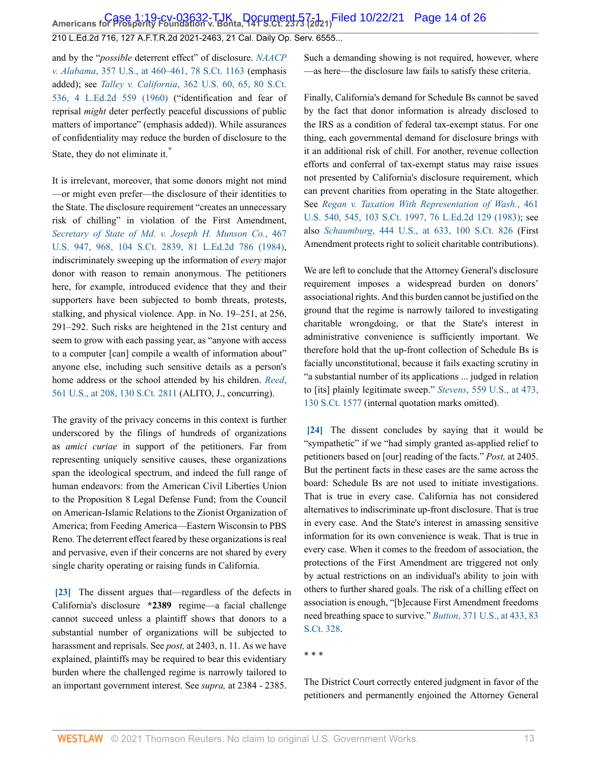and by the "*possible* deterrent effect" of disclosure. *NAACP v. Alabama*, 357 U.S., at 460–461, 78 S.Ct. 1163 (emphasis added); see *Talley v. California*, 362 U.S. 60, 65, 80 S.Ct. 536, 4 L.Ed.2d 559 (1960) ("identification and fear of reprisal *might* deter perfectly peaceful discussions of public matters of importance" (emphasis added)). While assurances of confidentiality may reduce the burden of disclosure to the State, they do not eliminate it.[*]

It is irrelevant, moreover, that some donors might not mind—or might even prefer—the disclosure of their identities to the State. The disclosure requirement "creates an unnecessary risk of chilling" in violation of the First Amendment, *Secretary of State of Md. v. Joseph H. Munson Co.*, 467 U.S. 947, 968, 104 S.Ct. 2839, 81 L.Ed.2d 786 (1984), indiscriminately sweeping up the information of *every* major donor with reason to remain anonymous. The petitioners here, for example, introduced evidence that they and their supporters have been subjected to bomb threats, protests, stalking, and physical violence. App. in No. 19–251, at 256, 291–292. Such risks are heightened in the 21st century and seem to grow with each passing year, as "anyone with access to a computer [can] compile a wealth of information about" anyone else, including such sensitive details as a person's home address or the school attended by his children. *Reed*, 561 U.S., at 208, 130 S.Ct. 2811 (ALITO, J., concurring).

The gravity of the privacy concerns in this context is further underscored by the filings of hundreds of organizations as *amici curiae* in support of the petitioners. Far from representing uniquely sensitive causes, these organizations span the ideological spectrum, and indeed the full range of human endeavors: from the American Civil Liberties Union to the Proposition 8 Legal Defense Fund; from the Council on American-Islamic Relations to the Zionist Organization of America; from Feeding America—Eastern Wisconsin to PBS Reno. The deterrent effect feared by these organizations is real and pervasive, even if their concerns are not shared by every single charity operating or raising funds in California.

**[23]** The dissent argues that—regardless of the defects in California's disclosure **\*2389** regime—a facial challenge cannot succeed unless a plaintiff shows that donors to a substantial number of organizations will be subjected to harassment and reprisals. See *post,* at 2403, n. 11. As we have explained, plaintiffs may be required to bear this evidentiary burden where the challenged regime is narrowly tailored to an important government interest. See *supra,* at 2384 - 2385. Such a demanding showing is not required, however, where—as here—the disclosure law fails to satisfy these criteria.

Finally, California's demand for Schedule Bs cannot be saved by the fact that donor information is already disclosed to the IRS as a condition of federal tax-exempt status. For one thing, each governmental demand for disclosure brings with it an additional risk of chill. For another, revenue collection efforts and conferral of tax-exempt status may raise issues not presented by California's disclosure requirement, which can prevent charities from operating in the State altogether. See *Regan v. Taxation With Representation of Wash.*, 461 U.S. 540, 545, 103 S.Ct. 1997, 76 L.Ed.2d 129 (1983); see also *Schaumburg*, 444 U.S., at 633, 100 S.Ct. 826 (First Amendment protects right to solicit charitable contributions).

We are left to conclude that the Attorney General's disclosure requirement imposes a widespread burden on donors' associational rights. And this burden cannot be justified on the ground that the regime is narrowly tailored to investigating charitable wrongdoing, or that the State's interest in administrative convenience is sufficiently important. We therefore hold that the up-front collection of Schedule Bs is facially unconstitutional, because it fails exacting scrutiny in "a substantial number of its applications ... judged in relation to [its] plainly legitimate sweep." *Stevens*, 559 U.S., at 473, 130 S.Ct. 1577 (internal quotation marks omitted).

**[24]** The dissent concludes by saying that it would be "sympathetic" if we "had simply granted as-applied relief to petitioners based on [our] reading of the facts." *Post,* at 2405. But the pertinent facts in these cases are the same across the board: Schedule Bs are not used to initiate investigations. That is true in every case. California has not considered alternatives to indiscriminate up-front disclosure. That is true in every case. And the State's interest in amassing sensitive information for its own convenience is weak. That is true in every case. When it comes to the freedom of association, the protections of the First Amendment are triggered not only by actual restrictions on an individual's ability to join with others to further shared goals. The risk of a chilling effect on association is enough, "[b]ecause First Amendment freedoms need breathing space to survive." *Button*, 371 U.S., at 433, 83 S.Ct. 328.

\* \* \*

The District Court correctly entered judgment in favor of the petitioners and permanently enjoined the Attorney General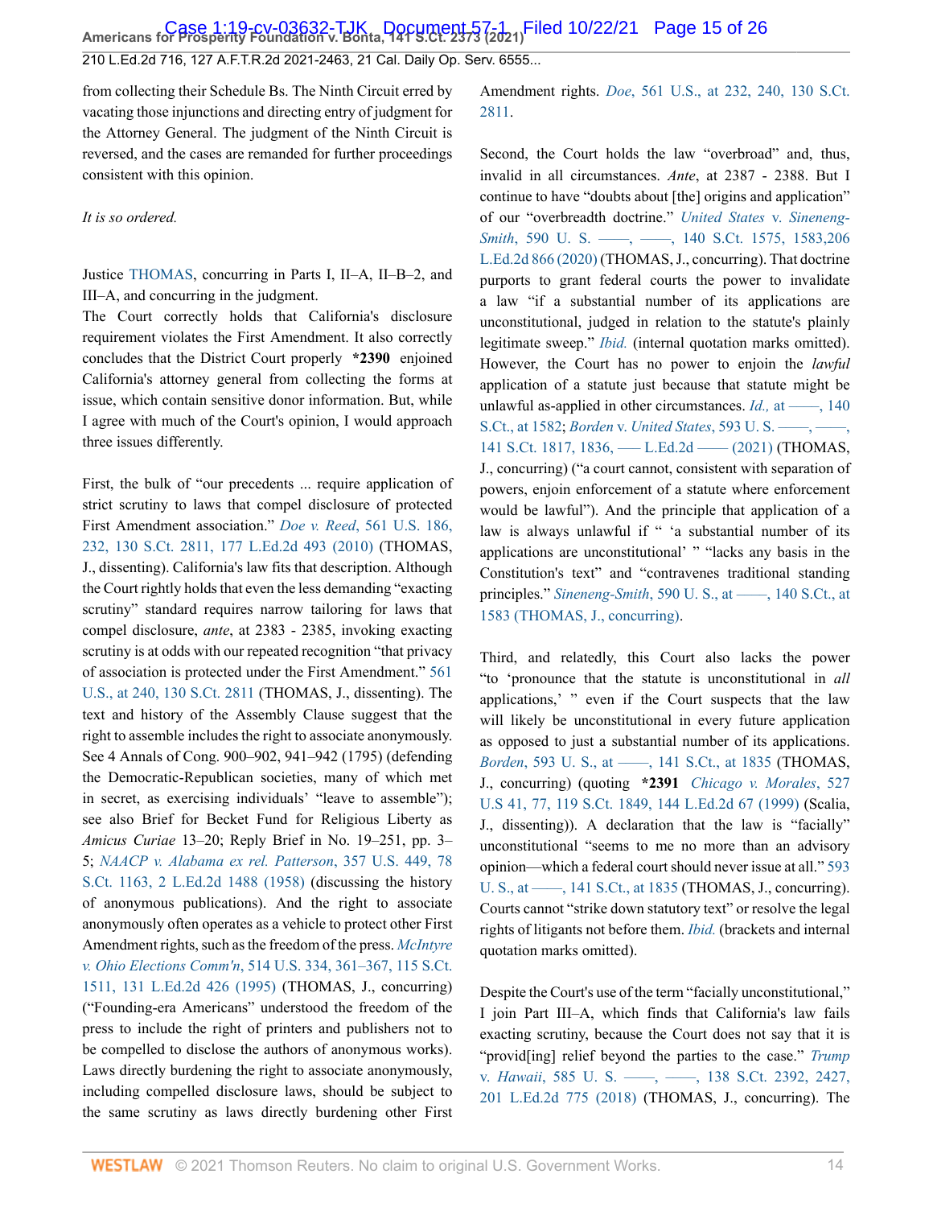from collecting their Schedule Bs. The Ninth Circuit erred by vacating those injunctions and directing entry of judgment for the Attorney General. The judgment of the Ninth Circuit is reversed, and the cases are remanded for further proceedings consistent with this opinion.

*It is so ordered.*

Justice THOMAS, concurring in Parts I, II–A, II–B–2, and III–A, and concurring in the judgment.

The Court correctly holds that California's disclosure requirement violates the First Amendment. It also correctly concludes that the District Court properly **\*2390** enjoined California's attorney general from collecting the forms at issue, which contain sensitive donor information. But, while I agree with much of the Court's opinion, I would approach three issues differently.

First, the bulk of "our precedents ... require application of strict scrutiny to laws that compel disclosure of protected First Amendment association." *Doe v. Reed*, 561 U.S. 186, 232, 130 S.Ct. 2811, 177 L.Ed.2d 493 (2010) (THOMAS, J., dissenting). California's law fits that description. Although the Court rightly holds that even the less demanding "exacting scrutiny" standard requires narrow tailoring for laws that compel disclosure, *ante*, at 2383 - 2385, invoking exacting scrutiny is at odds with our repeated recognition "that privacy of association is protected under the First Amendment." 561 U.S., at 240, 130 S.Ct. 2811 (THOMAS, J., dissenting). The text and history of the Assembly Clause suggest that the right to assemble includes the right to associate anonymously. See 4 Annals of Cong. 900–902, 941–942 (1795) (defending the Democratic-Republican societies, many of which met in secret, as exercising individuals' "leave to assemble"); see also Brief for Becket Fund for Religious Liberty as *Amicus Curiae* 13–20; Reply Brief in No. 19–251, pp. 3–5; *NAACP v. Alabama ex rel. Patterson*, 357 U.S. 449, 78 S.Ct. 1163, 2 L.Ed.2d 1488 (1958) (discussing the history of anonymous publications). And the right to associate anonymously often operates as a vehicle to protect other First Amendment rights, such as the freedom of the press. *McIntyre v. Ohio Elections Comm'n*, 514 U.S. 334, 361–367, 115 S.Ct. 1511, 131 L.Ed.2d 426 (1995) (THOMAS, J., concurring) ("Founding-era Americans" understood the freedom of the press to include the right of printers and publishers not to be compelled to disclose the authors of anonymous works). Laws directly burdening the right to associate anonymously, including compelled disclosure laws, should be subject to the same scrutiny as laws directly burdening other First Amendment rights. *Doe*, 561 U.S., at 232, 240, 130 S.Ct. 2811.

Second, the Court holds the law "overbroad" and, thus, invalid in all circumstances. *Ante*, at 2387 - 2388. But I continue to have "doubts about [the] origins and application" of our "overbreadth doctrine." *United States* v. *Sineneng-Smith*, 590 U. S. ––––, ––––, 140 S.Ct. 1575, 1583,206 L.Ed.2d 866 (2020) (THOMAS, J., concurring). That doctrine purports to grant federal courts the power to invalidate a law "if a substantial number of its applications are unconstitutional, judged in relation to the statute's plainly legitimate sweep." *Ibid.* (internal quotation marks omitted). However, the Court has no power to enjoin the *lawful* application of a statute just because that statute might be unlawful as-applied in other circumstances. *Id.,* at ––––, 140 S.Ct., at 1582; *Borden* v. *United States*, 593 U. S. ––––, ––––, 141 S.Ct. 1817, 1836, ––– L.Ed.2d –––– (2021) (THOMAS, J., concurring) ("a court cannot, consistent with separation of powers, enjoin enforcement of a statute where enforcement would be lawful"). And the principle that application of a law is always unlawful if " 'a substantial number of its applications are unconstitutional' " "lacks any basis in the Constitution's text" and "contravenes traditional standing principles." *Sineneng-Smith*, 590 U. S., at ––––, 140 S.Ct., at 1583 (THOMAS, J., concurring).

Third, and relatedly, this Court also lacks the power "to 'pronounce that the statute is unconstitutional in *all* applications,' " even if the Court suspects that the law will likely be unconstitutional in every future application as opposed to just a substantial number of its applications. *Borden*, 593 U. S., at ––––, 141 S.Ct., at 1835 (THOMAS, J., concurring) (quoting **\*2391** *Chicago v. Morales*, 527 U.S 41, 77, 119 S.Ct. 1849, 144 L.Ed.2d 67 (1999) (Scalia, J., dissenting)). A declaration that the law is "facially" unconstitutional "seems to me no more than an advisory opinion—which a federal court should never issue at all." 593 U. S., at ––––, 141 S.Ct., at 1835 (THOMAS, J., concurring). Courts cannot "strike down statutory text" or resolve the legal rights of litigants not before them. *Ibid.* (brackets and internal quotation marks omitted).

Despite the Court's use of the term "facially unconstitutional," I join Part III–A, which finds that California's law fails exacting scrutiny, because the Court does not say that it is "provid[ing] relief beyond the parties to the case." *Trump* v. *Hawaii*, 585 U. S. ––––, ––––, 138 S.Ct. 2392, 2427, 201 L.Ed.2d 775 (2018) (THOMAS, J., concurring). The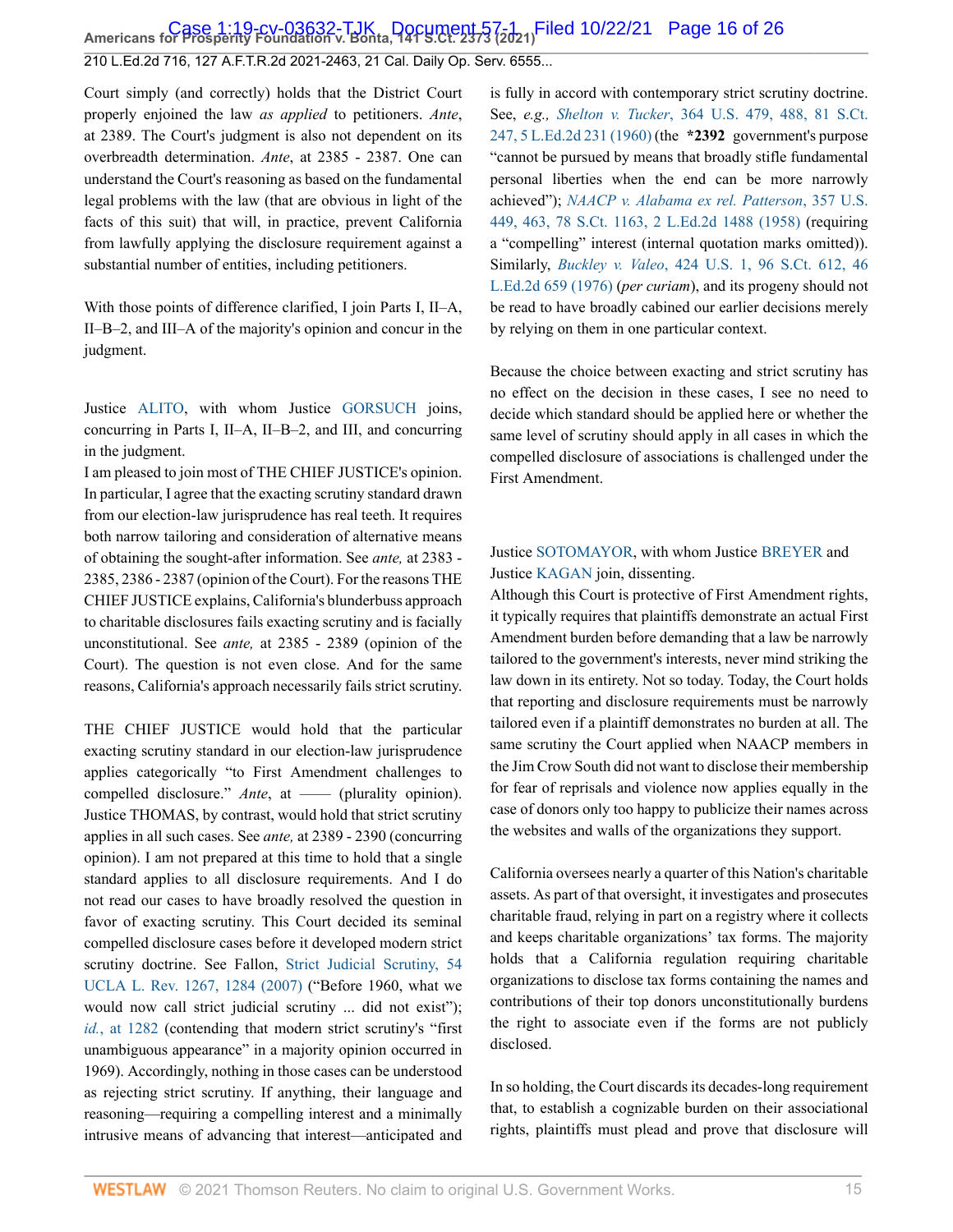Court simply (and correctly) holds that the District Court properly enjoined the law *as applied* to petitioners. *Ante*, at 2389. The Court's judgment is also not dependent on its overbreadth determination. *Ante*, at 2385 - 2387. One can understand the Court's reasoning as based on the fundamental legal problems with the law (that are obvious in light of the facts of this suit) that will, in practice, prevent California from lawfully applying the disclosure requirement against a substantial number of entities, including petitioners.

With those points of difference clarified, I join Parts I, II–A, II–B–2, and III–A of the majority's opinion and concur in the judgment.

Justice ALITO, with whom Justice GORSUCH joins, concurring in Parts I, II–A, II–B–2, and III, and concurring in the judgment.

I am pleased to join most of THE CHIEF JUSTICE's opinion. In particular, I agree that the exacting scrutiny standard drawn from our election-law jurisprudence has real teeth. It requires both narrow tailoring and consideration of alternative means of obtaining the sought-after information. See *ante,* at 2383 - 2385, 2386 - 2387 (opinion of the Court). For the reasons THE CHIEF JUSTICE explains, California's blunderbuss approach to charitable disclosures fails exacting scrutiny and is facially unconstitutional. See *ante,* at 2385 - 2389 (opinion of the Court). The question is not even close. And for the same reasons, California's approach necessarily fails strict scrutiny.

THE CHIEF JUSTICE would hold that the particular exacting scrutiny standard in our election-law jurisprudence applies categorically "to First Amendment challenges to compelled disclosure." *Ante*, at —— (plurality opinion). Justice THOMAS, by contrast, would hold that strict scrutiny applies in all such cases. See *ante,* at 2389 - 2390 (concurring opinion). I am not prepared at this time to hold that a single standard applies to all disclosure requirements. And I do not read our cases to have broadly resolved the question in favor of exacting scrutiny. This Court decided its seminal compelled disclosure cases before it developed modern strict scrutiny doctrine. See Fallon, Strict Judicial Scrutiny, 54 UCLA L. Rev. 1267, 1284 (2007) ("Before 1960, what we would now call strict judicial scrutiny ... did not exist"); *id.*, at 1282 (contending that modern strict scrutiny's "first unambiguous appearance" in a majority opinion occurred in 1969). Accordingly, nothing in those cases can be understood as rejecting strict scrutiny. If anything, their language and reasoning—requiring a compelling interest and a minimally intrusive means of advancing that interest—anticipated and is fully in accord with contemporary strict scrutiny doctrine. See, *e.g., Shelton v. Tucker*, 364 U.S. 479, 488, 81 S.Ct. 247, 5 L.Ed.2d 231 (1960) (the **\*2392** government's purpose "cannot be pursued by means that broadly stifle fundamental personal liberties when the end can be more narrowly achieved"); *NAACP v. Alabama ex rel. Patterson*, 357 U.S. 449, 463, 78 S.Ct. 1163, 2 L.Ed.2d 1488 (1958) (requiring a "compelling" interest (internal quotation marks omitted)). Similarly, *Buckley v. Valeo*, 424 U.S. 1, 96 S.Ct. 612, 46 L.Ed.2d 659 (1976) (*per curiam*), and its progeny should not be read to have broadly cabined our earlier decisions merely by relying on them in one particular context.

Because the choice between exacting and strict scrutiny has no effect on the decision in these cases, I see no need to decide which standard should be applied here or whether the same level of scrutiny should apply in all cases in which the compelled disclosure of associations is challenged under the First Amendment.

Justice SOTOMAYOR, with whom Justice BREYER and Justice KAGAN join, dissenting.

Although this Court is protective of First Amendment rights, it typically requires that plaintiffs demonstrate an actual First Amendment burden before demanding that a law be narrowly tailored to the government's interests, never mind striking the law down in its entirety. Not so today. Today, the Court holds that reporting and disclosure requirements must be narrowly tailored even if a plaintiff demonstrates no burden at all. The same scrutiny the Court applied when NAACP members in the Jim Crow South did not want to disclose their membership for fear of reprisals and violence now applies equally in the case of donors only too happy to publicize their names across the websites and walls of the organizations they support.

California oversees nearly a quarter of this Nation's charitable assets. As part of that oversight, it investigates and prosecutes charitable fraud, relying in part on a registry where it collects and keeps charitable organizations' tax forms. The majority holds that a California regulation requiring charitable organizations to disclose tax forms containing the names and contributions of their top donors unconstitutionally burdens the right to associate even if the forms are not publicly disclosed.

In so holding, the Court discards its decades-long requirement that, to establish a cognizable burden on their associational rights, plaintiffs must plead and prove that disclosure will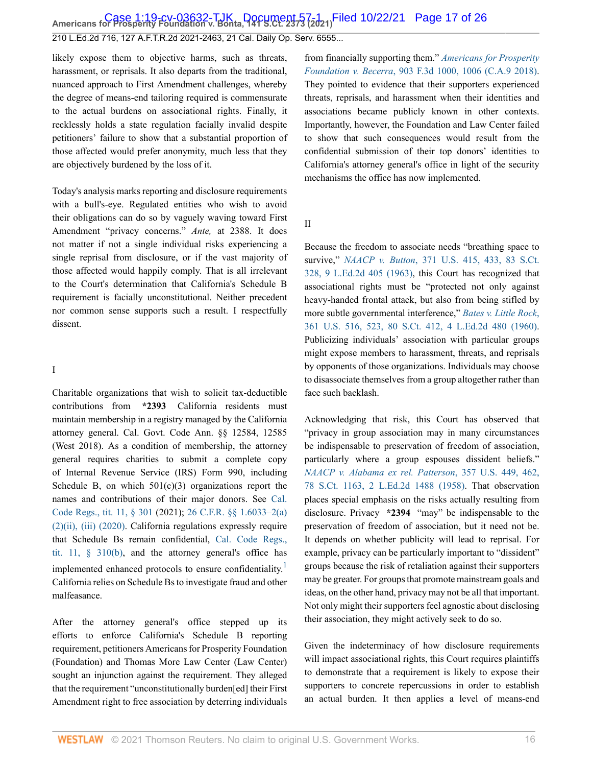likely expose them to objective harms, such as threats, harassment, or reprisals. It also departs from the traditional, nuanced approach to First Amendment challenges, whereby the degree of means-end tailoring required is commensurate to the actual burdens on associational rights. Finally, it recklessly holds a state regulation facially invalid despite petitioners' failure to show that a substantial proportion of those affected would prefer anonymity, much less that they are objectively burdened by the loss of it.

Today's analysis marks reporting and disclosure requirements with a bull's-eye. Regulated entities who wish to avoid their obligations can do so by vaguely waving toward First Amendment "privacy concerns." *Ante,* at 2388. It does not matter if not a single individual risks experiencing a single reprisal from disclosure, or if the vast majority of those affected would happily comply. That is all irrelevant to the Court's determination that California's Schedule B requirement is facially unconstitutional. Neither precedent nor common sense supports such a result. I respectfully dissent.

I

Charitable organizations that wish to solicit tax-deductible contributions from **\*2393** California residents must maintain membership in a registry managed by the California attorney general. Cal. Govt. Code Ann. §§ 12584, 12585 (West 2018). As a condition of membership, the attorney general requires charities to submit a complete copy of Internal Revenue Service (IRS) Form 990, including Schedule B, on which 501(c)(3) organizations report the names and contributions of their major donors. See Cal. Code Regs., tit. 11, § 301 (2021); 26 C.F.R. §§ 1.6033–2(a)(2)(ii), (iii) (2020). California regulations expressly require that Schedule Bs remain confidential, Cal. Code Regs., tit. 11, § 310(b), and the attorney general's office has implemented enhanced protocols to ensure confidentiality.[1] California relies on Schedule Bs to investigate fraud and other malfeasance.

After the attorney general's office stepped up its efforts to enforce California's Schedule B reporting requirement, petitioners Americans for Prosperity Foundation (Foundation) and Thomas More Law Center (Law Center) sought an injunction against the requirement. They alleged that the requirement "unconstitutionally burden[ed] their First Amendment right to free association by deterring individuals from financially supporting them." *Americans for Prosperity Foundation v. Becerra*, 903 F.3d 1000, 1006 (C.A.9 2018). They pointed to evidence that their supporters experienced threats, reprisals, and harassment when their identities and associations became publicly known in other contexts. Importantly, however, the Foundation and Law Center failed to show that such consequences would result from the confidential submission of their top donors' identities to California's attorney general's office in light of the security mechanisms the office has now implemented.

II

Because the freedom to associate needs "breathing space to survive," *NAACP v. Button*, 371 U.S. 415, 433, 83 S.Ct. 328, 9 L.Ed.2d 405 (1963), this Court has recognized that associational rights must be "protected not only against heavy-handed frontal attack, but also from being stifled by more subtle governmental interference," *Bates v. Little Rock*, 361 U.S. 516, 523, 80 S.Ct. 412, 4 L.Ed.2d 480 (1960). Publicizing individuals' association with particular groups might expose members to harassment, threats, and reprisals by opponents of those organizations. Individuals may choose to disassociate themselves from a group altogether rather than face such backlash.

Acknowledging that risk, this Court has observed that "privacy in group association may in many circumstances be indispensable to preservation of freedom of association, particularly where a group espouses dissident beliefs." *NAACP v. Alabama ex rel. Patterson*, 357 U.S. 449, 462, 78 S.Ct. 1163, 2 L.Ed.2d 1488 (1958). That observation places special emphasis on the risks actually resulting from disclosure. Privacy **\*2394** "may" be indispensable to the preservation of freedom of association, but it need not be. It depends on whether publicity will lead to reprisal. For example, privacy can be particularly important to "dissident" groups because the risk of retaliation against their supporters may be greater. For groups that promote mainstream goals and ideas, on the other hand, privacy may not be all that important. Not only might their supporters feel agnostic about disclosing their association, they might actively seek to do so.

Given the indeterminacy of how disclosure requirements will impact associational rights, this Court requires plaintiffs to demonstrate that a requirement is likely to expose their supporters to concrete repercussions in order to establish an actual burden. It then applies a level of means-end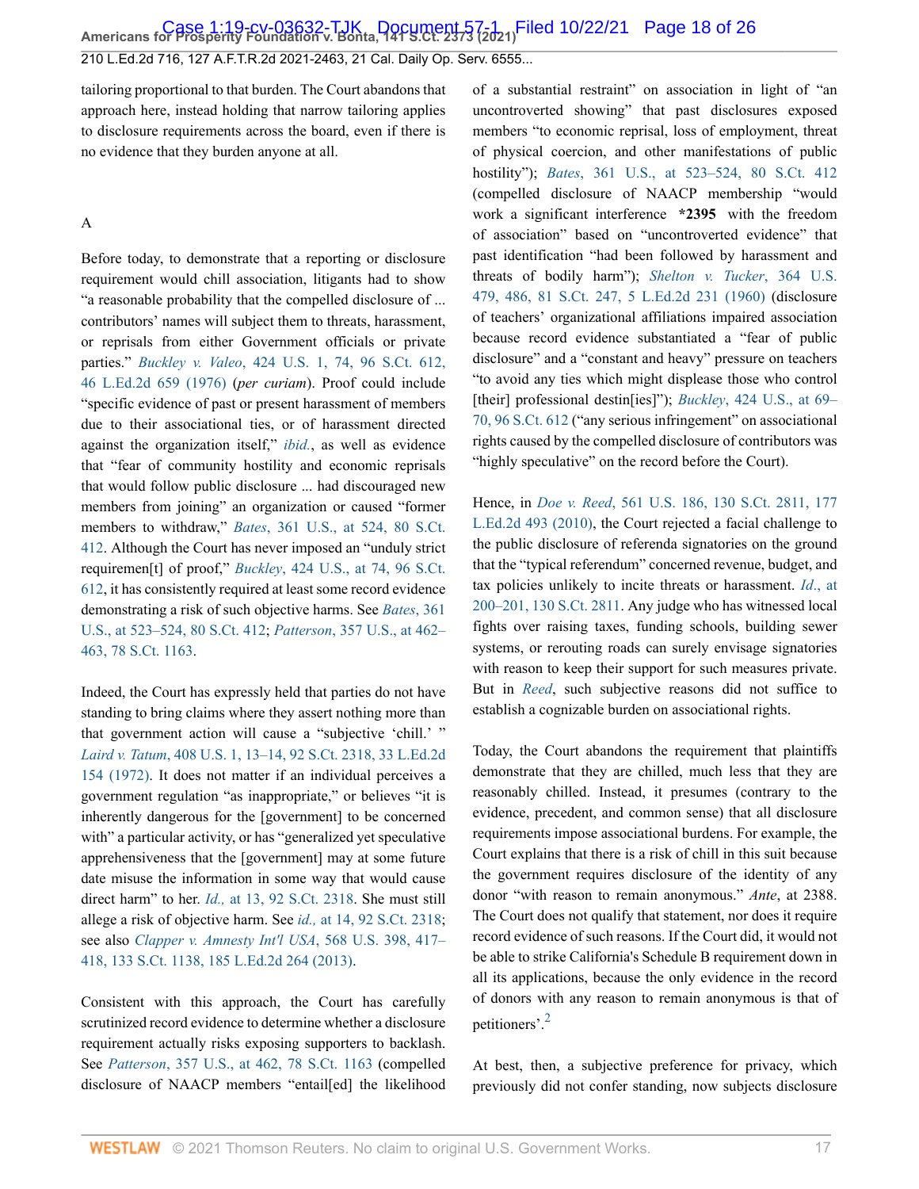tailoring proportional to that burden. The Court abandons that approach here, instead holding that narrow tailoring applies to disclosure requirements across the board, even if there is no evidence that they burden anyone at all.

A

Before today, to demonstrate that a reporting or disclosure requirement would chill association, litigants had to show "a reasonable probability that the compelled disclosure of ... contributors' names will subject them to threats, harassment, or reprisals from either Government officials or private parties." *Buckley v. Valeo*, 424 U.S. 1, 74, 96 S.Ct. 612, 46 L.Ed.2d 659 (1976) (*per curiam*). Proof could include "specific evidence of past or present harassment of members due to their associational ties, or of harassment directed against the organization itself," *ibid.*, as well as evidence that "fear of community hostility and economic reprisals that would follow public disclosure ... had discouraged new members from joining" an organization or caused "former members to withdraw," *Bates*, 361 U.S., at 524, 80 S.Ct. 412. Although the Court has never imposed an "unduly strict requiremen[t] of proof," *Buckley*, 424 U.S., at 74, 96 S.Ct. 612, it has consistently required at least some record evidence demonstrating a risk of such objective harms. See *Bates*, 361 U.S., at 523–524, 80 S.Ct. 412; *Patterson*, 357 U.S., at 462–463, 78 S.Ct. 1163.

Indeed, the Court has expressly held that parties do not have standing to bring claims where they assert nothing more than that government action will cause a "subjective 'chill.' " *Laird v. Tatum*, 408 U.S. 1, 13–14, 92 S.Ct. 2318, 33 L.Ed.2d 154 (1972). It does not matter if an individual perceives a government regulation "as inappropriate," or believes "it is inherently dangerous for the [government] to be concerned with" a particular activity, or has "generalized yet speculative apprehensiveness that the [government] may at some future date misuse the information in some way that would cause direct harm" to her. *Id.,* at 13, 92 S.Ct. 2318. She must still allege a risk of objective harm. See *id.,* at 14, 92 S.Ct. 2318; see also *Clapper v. Amnesty Int'l USA*, 568 U.S. 398, 417–418, 133 S.Ct. 1138, 185 L.Ed.2d 264 (2013).

Consistent with this approach, the Court has carefully scrutinized record evidence to determine whether a disclosure requirement actually risks exposing supporters to backlash. See *Patterson*, 357 U.S., at 462, 78 S.Ct. 1163 (compelled disclosure of NAACP members "entail[ed] the likelihood of a substantial restraint" on association in light of "an uncontroverted showing" that past disclosures exposed members "to economic reprisal, loss of employment, threat of physical coercion, and other manifestations of public hostility"); *Bates*, 361 U.S., at 523–524, 80 S.Ct. 412 (compelled disclosure of NAACP membership "would work a significant interference **\*2395** with the freedom of association" based on "uncontroverted evidence" that past identification "had been followed by harassment and threats of bodily harm"); *Shelton v. Tucker*, 364 U.S. 479, 486, 81 S.Ct. 247, 5 L.Ed.2d 231 (1960) (disclosure of teachers' organizational affiliations impaired association because record evidence substantiated a "fear of public disclosure" and a "constant and heavy" pressure on teachers "to avoid any ties which might displease those who control [their] professional destin[ies]"); *Buckley*, 424 U.S., at 69–70, 96 S.Ct. 612 ("any serious infringement" on associational rights caused by the compelled disclosure of contributors was "highly speculative" on the record before the Court).

Hence, in *Doe v. Reed*, 561 U.S. 186, 130 S.Ct. 2811, 177 L.Ed.2d 493 (2010), the Court rejected a facial challenge to the public disclosure of referenda signatories on the ground that the "typical referendum" concerned revenue, budget, and tax policies unlikely to incite threats or harassment. *Id.*, at 200–201, 130 S.Ct. 2811. Any judge who has witnessed local fights over raising taxes, funding schools, building sewer systems, or rerouting roads can surely envisage signatories with reason to keep their support for such measures private. But in *Reed*, such subjective reasons did not suffice to establish a cognizable burden on associational rights.

Today, the Court abandons the requirement that plaintiffs demonstrate that they are chilled, much less that they are reasonably chilled. Instead, it presumes (contrary to the evidence, precedent, and common sense) that all disclosure requirements impose associational burdens. For example, the Court explains that there is a risk of chill in this suit because the government requires disclosure of the identity of any donor "with reason to remain anonymous." *Ante*, at 2388. The Court does not qualify that statement, nor does it require record evidence of such reasons. If the Court did, it would not be able to strike California's Schedule B requirement down in all its applications, because the only evidence in the record of donors with any reason to remain anonymous is that of petitioners'.[2]

At best, then, a subjective preference for privacy, which previously did not confer standing, now subjects disclosure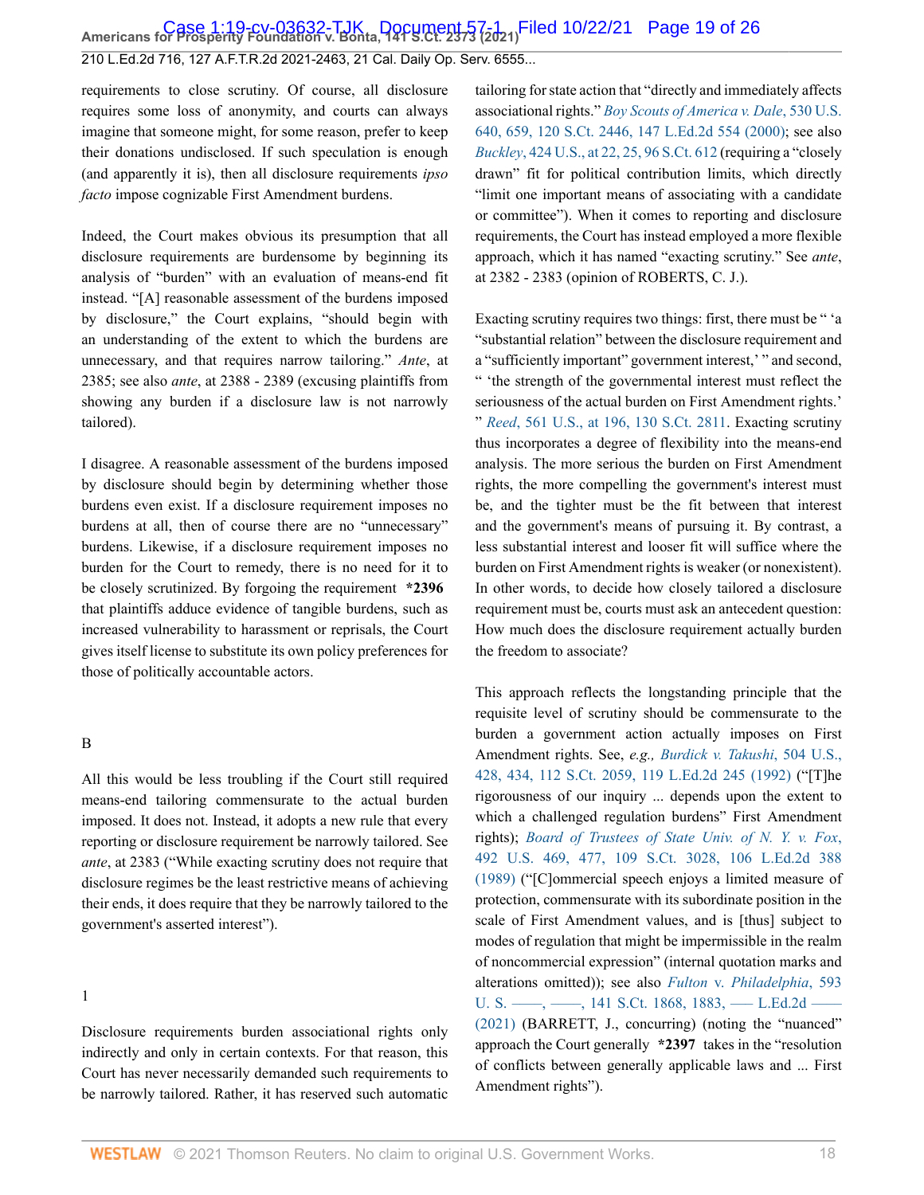requirements to close scrutiny. Of course, all disclosure requires some loss of anonymity, and courts can always imagine that someone might, for some reason, prefer to keep their donations undisclosed. If such speculation is enough (and apparently it is), then all disclosure requirements *ipso facto* impose cognizable First Amendment burdens.

Indeed, the Court makes obvious its presumption that all disclosure requirements are burdensome by beginning its analysis of "burden" with an evaluation of means-end fit instead. "[A] reasonable assessment of the burdens imposed by disclosure," the Court explains, "should begin with an understanding of the extent to which the burdens are unnecessary, and that requires narrow tailoring." *Ante*, at 2385; see also *ante*, at 2388 - 2389 (excusing plaintiffs from showing any burden if a disclosure law is not narrowly tailored).

I disagree. A reasonable assessment of the burdens imposed by disclosure should begin by determining whether those burdens even exist. If a disclosure requirement imposes no burdens at all, then of course there are no "unnecessary" burdens. Likewise, if a disclosure requirement imposes no burden for the Court to remedy, there is no need for it to be closely scrutinized. By forgoing the requirement **\*2396** that plaintiffs adduce evidence of tangible burdens, such as increased vulnerability to harassment or reprisals, the Court gives itself license to substitute its own policy preferences for those of politically accountable actors.

B

All this would be less troubling if the Court still required means-end tailoring commensurate to the actual burden imposed. It does not. Instead, it adopts a new rule that every reporting or disclosure requirement be narrowly tailored. See *ante*, at 2383 ("While exacting scrutiny does not require that disclosure regimes be the least restrictive means of achieving their ends, it does require that they be narrowly tailored to the government's asserted interest").

1

Disclosure requirements burden associational rights only indirectly and only in certain contexts. For that reason, this Court has never necessarily demanded such requirements to be narrowly tailored. Rather, it has reserved such automatic tailoring for state action that "directly and immediately affects associational rights." *Boy Scouts of America v. Dale*, 530 U.S. 640, 659, 120 S.Ct. 2446, 147 L.Ed.2d 554 (2000); see also *Buckley*, 424 U.S., at 22, 25, 96 S.Ct. 612 (requiring a "closely drawn" fit for political contribution limits, which directly "limit one important means of associating with a candidate or committee"). When it comes to reporting and disclosure requirements, the Court has instead employed a more flexible approach, which it has named "exacting scrutiny." See *ante*, at 2382 - 2383 (opinion of ROBERTS, C. J.).

Exacting scrutiny requires two things: first, there must be " 'a "substantial relation" between the disclosure requirement and a "sufficiently important" government interest,' " and second, " 'the strength of the governmental interest must reflect the seriousness of the actual burden on First Amendment rights.' " *Reed*, 561 U.S., at 196, 130 S.Ct. 2811. Exacting scrutiny thus incorporates a degree of flexibility into the means-end analysis. The more serious the burden on First Amendment rights, the more compelling the government's interest must be, and the tighter must be the fit between that interest and the government's means of pursuing it. By contrast, a less substantial interest and looser fit will suffice where the burden on First Amendment rights is weaker (or nonexistent). In other words, to decide how closely tailored a disclosure requirement must be, courts must ask an antecedent question: How much does the disclosure requirement actually burden the freedom to associate?

This approach reflects the longstanding principle that the requisite level of scrutiny should be commensurate to the burden a government action actually imposes on First Amendment rights. See, *e.g., Burdick v. Takushi*, 504 U.S., 428, 434, 112 S.Ct. 2059, 119 L.Ed.2d 245 (1992) ("[T]he rigorousness of our inquiry ... depends upon the extent to which a challenged regulation burdens" First Amendment rights); *Board of Trustees of State Univ. of N. Y. v. Fox*, 492 U.S. 469, 477, 109 S.Ct. 3028, 106 L.Ed.2d 388 (1989) ("[C]ommercial speech enjoys a limited measure of protection, commensurate with its subordinate position in the scale of First Amendment values, and is [thus] subject to modes of regulation that might be impermissible in the realm of noncommercial expression" (internal quotation marks and alterations omitted)); see also *Fulton v. Philadelphia*, 593 U. S. ––––, ––––, 141 S.Ct. 1868, 1883, ––– L.Ed.2d ––– (2021) (BARRETT, J., concurring) (noting the "nuanced" approach the Court generally **\*2397** takes in the "resolution of conflicts between generally applicable laws and ... First Amendment rights").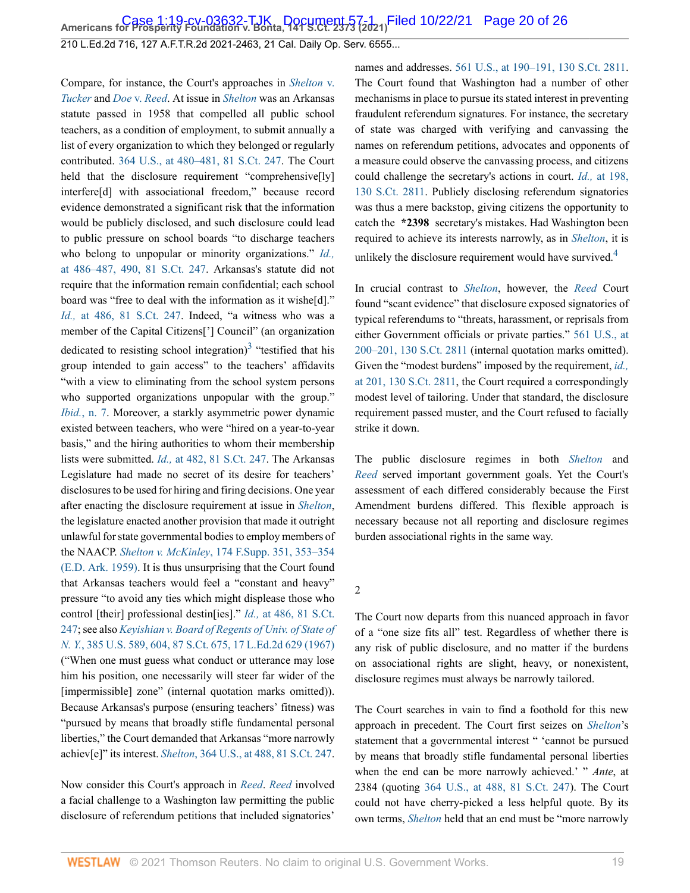Compare, for instance, the Court's approaches in *Shelton* v. *Tucker* and *Doe* v. *Reed*. At issue in *Shelton* was an Arkansas statute passed in 1958 that compelled all public school teachers, as a condition of employment, to submit annually a list of every organization to which they belonged or regularly contributed. 364 U.S., at 480–481, 81 S.Ct. 247. The Court held that the disclosure requirement "comprehensive[ly] interfere[d] with associational freedom," because record evidence demonstrated a significant risk that the information would be publicly disclosed, and such disclosure could lead to public pressure on school boards "to discharge teachers who belong to unpopular or minority organizations." *Id.,* at 486–487, 490, 81 S.Ct. 247. Arkansas's statute did not require that the information remain confidential; each school board was "free to deal with the information as it wishe[d]." *Id.,* at 486, 81 S.Ct. 247. Indeed, "a witness who was a member of the Capital Citizens['] Council" (an organization dedicated to resisting school integration)[3] "testified that his group intended to gain access" to the teachers' affidavits "with a view to eliminating from the school system persons who supported organizations unpopular with the group." *Ibid.*, n. 7. Moreover, a starkly asymmetric power dynamic existed between teachers, who were "hired on a year-to-year basis," and the hiring authorities to whom their membership lists were submitted. *Id.,* at 482, 81 S.Ct. 247. The Arkansas Legislature had made no secret of its desire for teachers' disclosures to be used for hiring and firing decisions. One year after enacting the disclosure requirement at issue in *Shelton*, the legislature enacted another provision that made it outright unlawful for state governmental bodies to employ members of the NAACP. *Shelton v. McKinley*, 174 F.Supp. 351, 353–354 (E.D. Ark. 1959). It is thus unsurprising that the Court found that Arkansas teachers would feel a "constant and heavy" pressure "to avoid any ties which might displease those who control [their] professional destin[ies]." *Id.,* at 486, 81 S.Ct. 247; see also *Keyishian v. Board of Regents of Univ. of State of N. Y.*, 385 U.S. 589, 604, 87 S.Ct. 675, 17 L.Ed.2d 629 (1967) ("When one must guess what conduct or utterance may lose him his position, one necessarily will steer far wider of the [impermissible] zone" (internal quotation marks omitted)). Because Arkansas's purpose (ensuring teachers' fitness) was "pursued by means that broadly stifle fundamental personal liberties," the Court demanded that Arkansas "more narrowly achiev[e]" its interest. *Shelton*, 364 U.S., at 488, 81 S.Ct. 247.

Now consider this Court's approach in *Reed*. *Reed* involved a facial challenge to a Washington law permitting the public disclosure of referendum petitions that included signatories' names and addresses. 561 U.S., at 190–191, 130 S.Ct. 2811. The Court found that Washington had a number of other mechanisms in place to pursue its stated interest in preventing fraudulent referendum signatures. For instance, the secretary of state was charged with verifying and canvassing the names on referendum petitions, advocates and opponents of a measure could observe the canvassing process, and citizens could challenge the secretary's actions in court. *Id.,* at 198, 130 S.Ct. 2811. Publicly disclosing referendum signatories was thus a mere backstop, giving citizens the opportunity to catch the **\*2398** secretary's mistakes. Had Washington been required to achieve its interests narrowly, as in *Shelton*, it is unlikely the disclosure requirement would have survived.[4]

In crucial contrast to *Shelton*, however, the *Reed* Court found "scant evidence" that disclosure exposed signatories of typical referendums to "threats, harassment, or reprisals from either Government officials or private parties." 561 U.S., at 200–201, 130 S.Ct. 2811 (internal quotation marks omitted). Given the "modest burdens" imposed by the requirement, *id.,* at 201, 130 S.Ct. 2811, the Court required a correspondingly modest level of tailoring. Under that standard, the disclosure requirement passed muster, and the Court refused to facially strike it down.

The public disclosure regimes in both *Shelton* and *Reed* served important government goals. Yet the Court's assessment of each differed considerably because the First Amendment burdens differed. This flexible approach is necessary because not all reporting and disclosure regimes burden associational rights in the same way.

2

The Court now departs from this nuanced approach in favor of a "one size fits all" test. Regardless of whether there is any risk of public disclosure, and no matter if the burdens on associational rights are slight, heavy, or nonexistent, disclosure regimes must always be narrowly tailored.

The Court searches in vain to find a foothold for this new approach in precedent. The Court first seizes on *Shelton*'s statement that a governmental interest " 'cannot be pursued by means that broadly stifle fundamental personal liberties when the end can be more narrowly achieved.' " *Ante*, at 2384 (quoting 364 U.S., at 488, 81 S.Ct. 247). The Court could not have cherry-picked a less helpful quote. By its own terms, *Shelton* held that an end must be "more narrowly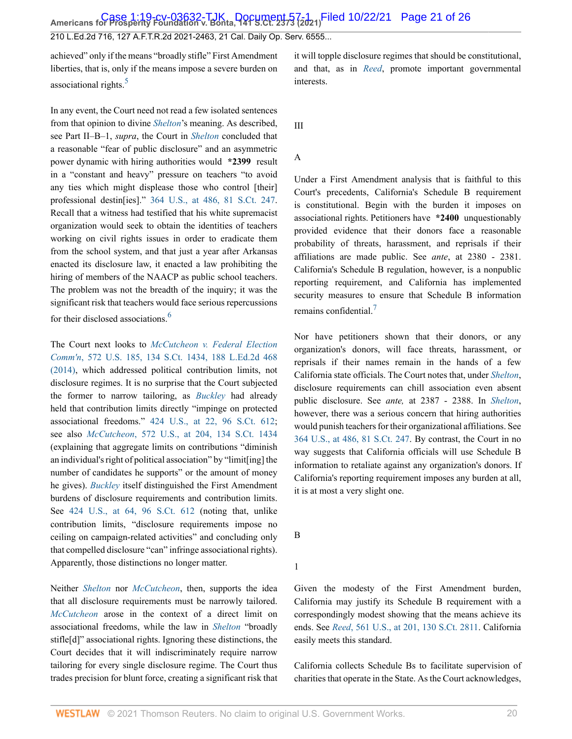achieved" only if the means "broadly stifle" First Amendment liberties, that is, only if the means impose a severe burden on associational rights.[5]

In any event, the Court need not read a few isolated sentences from that opinion to divine *Shelton*'s meaning. As described, see Part II–B–1, *supra*, the Court in *Shelton* concluded that a reasonable "fear of public disclosure" and an asymmetric power dynamic with hiring authorities would **\*2399** result in a "constant and heavy" pressure on teachers "to avoid any ties which might displease those who control [their] professional destin[ies]." 364 U.S., at 486, 81 S.Ct. 247. Recall that a witness had testified that his white supremacist organization would seek to obtain the identities of teachers working on civil rights issues in order to eradicate them from the school system, and that just a year after Arkansas enacted its disclosure law, it enacted a law prohibiting the hiring of members of the NAACP as public school teachers. The problem was not the breadth of the inquiry; it was the significant risk that teachers would face serious repercussions for their disclosed associations.[6]

The Court next looks to *McCutcheon v. Federal Election Comm'n*, 572 U.S. 185, 134 S.Ct. 1434, 188 L.Ed.2d 468 (2014), which addressed political contribution limits, not disclosure regimes. It is no surprise that the Court subjected the former to narrow tailoring, as *Buckley* had already held that contribution limits directly "impinge on protected associational freedoms." 424 U.S., at 22, 96 S.Ct. 612; see also *McCutcheon*, 572 U.S., at 204, 134 S.Ct. 1434 (explaining that aggregate limits on contributions "diminish an individual's right of political association" by "limit[ing] the number of candidates he supports" or the amount of money he gives). *Buckley* itself distinguished the First Amendment burdens of disclosure requirements and contribution limits. See 424 U.S., at 64, 96 S.Ct. 612 (noting that, unlike contribution limits, "disclosure requirements impose no ceiling on campaign-related activities" and concluding only that compelled disclosure "can" infringe associational rights). Apparently, those distinctions no longer matter.

Neither *Shelton* nor *McCutcheon*, then, supports the idea that all disclosure requirements must be narrowly tailored. *McCutcheon* arose in the context of a direct limit on associational freedoms, while the law in *Shelton* "broadly stifle[d]" associational rights. Ignoring these distinctions, the Court decides that it will indiscriminately require narrow tailoring for every single disclosure regime. The Court thus trades precision for blunt force, creating a significant risk that it will topple disclosure regimes that should be constitutional, and that, as in *Reed*, promote important governmental interests.

# III

## A

Under a First Amendment analysis that is faithful to this Court's precedents, California's Schedule B requirement is constitutional. Begin with the burden it imposes on associational rights. Petitioners have **\*2400** unquestionably provided evidence that their donors face a reasonable probability of threats, harassment, and reprisals if their affiliations are made public. See *ante*, at 2380 - 2381. California's Schedule B regulation, however, is a nonpublic reporting requirement, and California has implemented security measures to ensure that Schedule B information remains confidential.[7]

Nor have petitioners shown that their donors, or any organization's donors, will face threats, harassment, or reprisals if their names remain in the hands of a few California state officials. The Court notes that, under *Shelton*, disclosure requirements can chill association even absent public disclosure. See *ante,* at 2387 - 2388. In *Shelton*, however, there was a serious concern that hiring authorities would punish teachers for their organizational affiliations. See 364 U.S., at 486, 81 S.Ct. 247. By contrast, the Court in no way suggests that California officials will use Schedule B information to retaliate against any organization's donors. If California's reporting requirement imposes any burden at all, it is at most a very slight one.

## B

### 1

Given the modesty of the First Amendment burden, California may justify its Schedule B requirement with a correspondingly modest showing that the means achieve its ends. See *Reed*, 561 U.S., at 201, 130 S.Ct. 2811. California easily meets this standard.

California collects Schedule Bs to facilitate supervision of charities that operate in the State. As the Court acknowledges,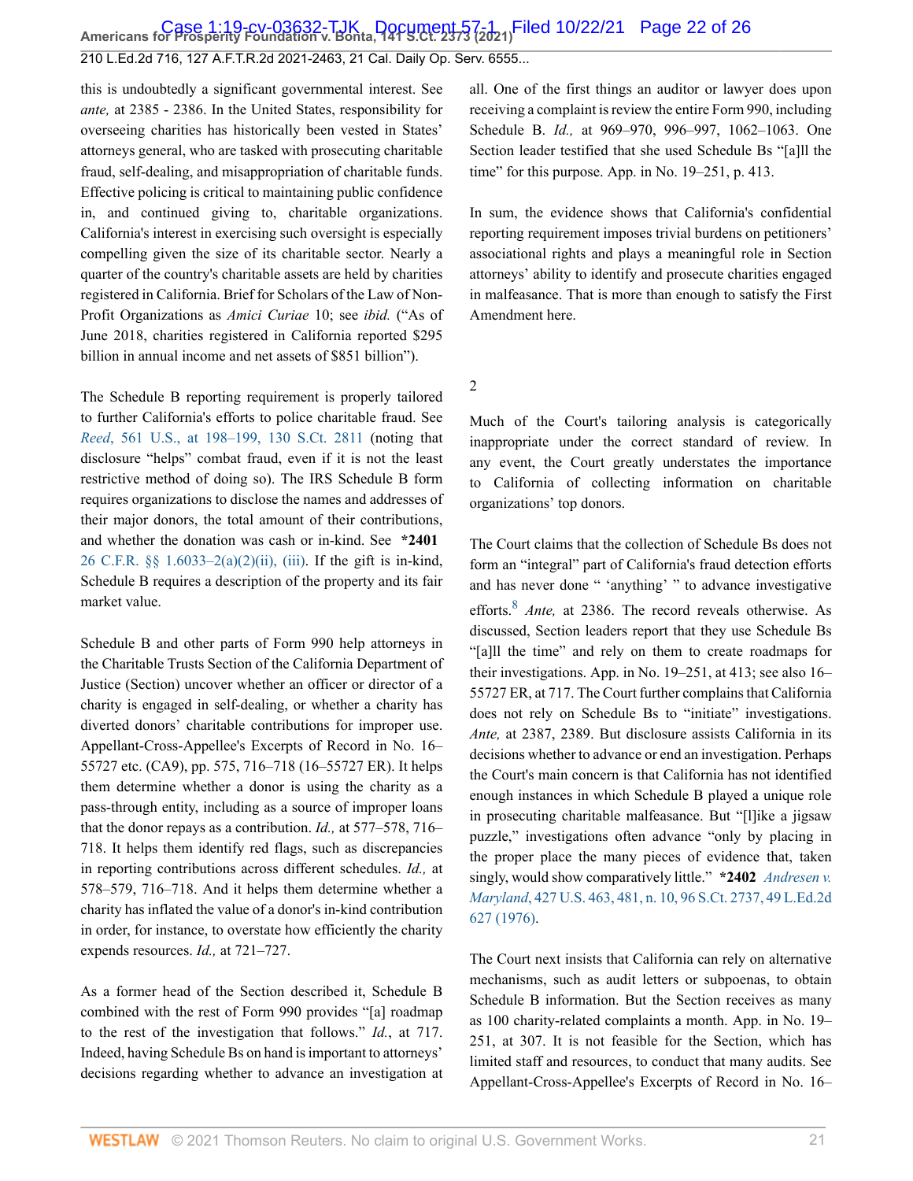this is undoubtedly a significant governmental interest. See *ante,* at 2385 - 2386. In the United States, responsibility for overseeing charities has historically been vested in States' attorneys general, who are tasked with prosecuting charitable fraud, self-dealing, and misappropriation of charitable funds. Effective policing is critical to maintaining public confidence in, and continued giving to, charitable organizations. California's interest in exercising such oversight is especially compelling given the size of its charitable sector. Nearly a quarter of the country's charitable assets are held by charities registered in California. Brief for Scholars of the Law of Non-Profit Organizations as *Amici Curiae* 10; see *ibid.* ("As of June 2018, charities registered in California reported $295 billion in annual income and net assets of $851 billion").

The Schedule B reporting requirement is properly tailored to further California's efforts to police charitable fraud. See *Reed*, 561 U.S., at 198–199, 130 S.Ct. 2811 (noting that disclosure "helps" combat fraud, even if it is not the least restrictive method of doing so). The IRS Schedule B form requires organizations to disclose the names and addresses of their major donors, the total amount of their contributions, and whether the donation was cash or in-kind. See **\*2401** 26 C.F.R. §§ 1.6033–2(a)(2)(ii), (iii). If the gift is in-kind, Schedule B requires a description of the property and its fair market value.

Schedule B and other parts of Form 990 help attorneys in the Charitable Trusts Section of the California Department of Justice (Section) uncover whether an officer or director of a charity is engaged in self-dealing, or whether a charity has diverted donors' charitable contributions for improper use. Appellant-Cross-Appellee's Excerpts of Record in No. 16–55727 etc. (CA9), pp. 575, 716–718 (16–55727 ER). It helps them determine whether a donor is using the charity as a pass-through entity, including as a source of improper loans that the donor repays as a contribution. *Id.,* at 577–578, 716–718. It helps them identify red flags, such as discrepancies in reporting contributions across different schedules. *Id.,* at 578–579, 716–718. And it helps them determine whether a charity has inflated the value of a donor's in-kind contribution in order, for instance, to overstate how efficiently the charity expends resources. *Id.,* at 721–727.

As a former head of the Section described it, Schedule B combined with the rest of Form 990 provides "[a] roadmap to the rest of the investigation that follows." *Id.*, at 717. Indeed, having Schedule Bs on hand is important to attorneys' decisions regarding whether to advance an investigation at all. One of the first things an auditor or lawyer does upon receiving a complaint is review the entire Form 990, including Schedule B. *Id.,* at 969–970, 996–997, 1062–1063. One Section leader testified that she used Schedule Bs "[a]ll the time" for this purpose. App. in No. 19–251, p. 413.

In sum, the evidence shows that California's confidential reporting requirement imposes trivial burdens on petitioners' associational rights and plays a meaningful role in Section attorneys' ability to identify and prosecute charities engaged in malfeasance. That is more than enough to satisfy the First Amendment here.

2

Much of the Court's tailoring analysis is categorically inappropriate under the correct standard of review. In any event, the Court greatly understates the importance to California of collecting information on charitable organizations' top donors.

The Court claims that the collection of Schedule Bs does not form an "integral" part of California's fraud detection efforts and has never done " 'anything' " to advance investigative efforts.[8] *Ante,* at 2386. The record reveals otherwise. As discussed, Section leaders report that they use Schedule Bs "[a]ll the time" and rely on them to create roadmaps for their investigations. App. in No. 19–251, at 413; see also 16–55727 ER, at 717. The Court further complains that California does not rely on Schedule Bs to "initiate" investigations. *Ante,* at 2387, 2389. But disclosure assists California in its decisions whether to advance or end an investigation. Perhaps the Court's main concern is that California has not identified enough instances in which Schedule B played a unique role in prosecuting charitable malfeasance. But "[l]ike a jigsaw puzzle," investigations often advance "only by placing in the proper place the many pieces of evidence that, taken singly, would show comparatively little." **\*2402** *Andresen v. Maryland*, 427 U.S. 463, 481, n. 10, 96 S.Ct. 2737, 49 L.Ed.2d 627 (1976).

The Court next insists that California can rely on alternative mechanisms, such as audit letters or subpoenas, to obtain Schedule B information. But the Section receives as many as 100 charity-related complaints a month. App. in No. 19–251, at 307. It is not feasible for the Section, which has limited staff and resources, to conduct that many audits. See Appellant-Cross-Appellee's Excerpts of Record in No. 16–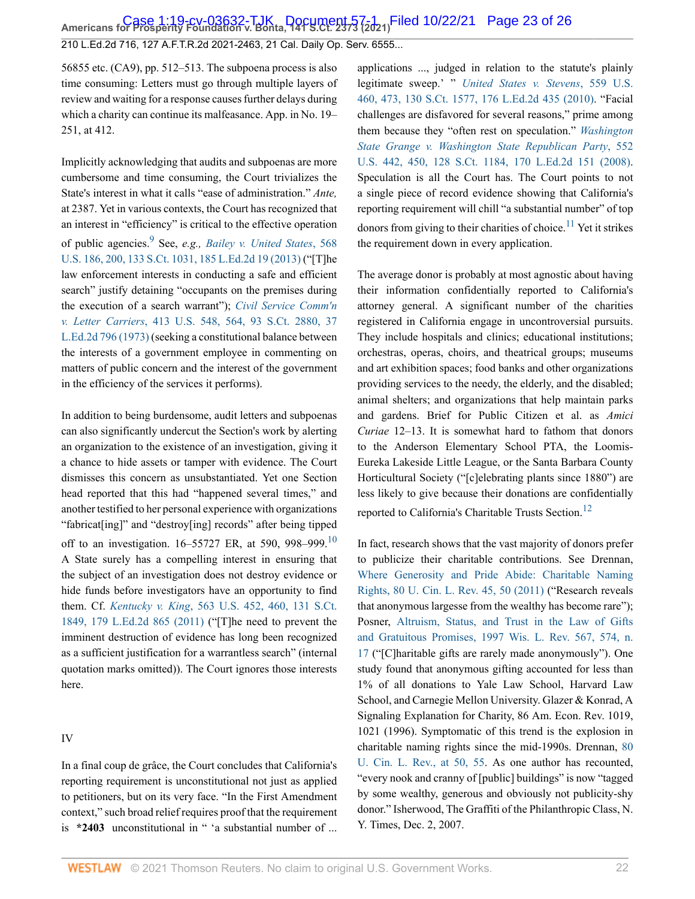56855 etc. (CA9), pp. 512–513. The subpoena process is also time consuming: Letters must go through multiple layers of review and waiting for a response causes further delays during which a charity can continue its malfeasance. App. in No. 19–251, at 412.

Implicitly acknowledging that audits and subpoenas are more cumbersome and time consuming, the Court trivializes the State's interest in what it calls "ease of administration." *Ante,* at 2387. Yet in various contexts, the Court has recognized that an interest in "efficiency" is critical to the effective operation of public agencies.[9] See, *e.g., Bailey v. United States*, 568 U.S. 186, 200, 133 S.Ct. 1031, 185 L.Ed.2d 19 (2013) ("[T]he law enforcement interests in conducting a safe and efficient search" justify detaining "occupants on the premises during the execution of a search warrant"); *Civil Service Comm'n v. Letter Carriers*, 413 U.S. 548, 564, 93 S.Ct. 2880, 37 L.Ed.2d 796 (1973) (seeking a constitutional balance between the interests of a government employee in commenting on matters of public concern and the interest of the government in the efficiency of the services it performs).

In addition to being burdensome, audit letters and subpoenas can also significantly undercut the Section's work by alerting an organization to the existence of an investigation, giving it a chance to hide assets or tamper with evidence. The Court dismisses this concern as unsubstantiated. Yet one Section head reported that this had "happened several times," and another testified to her personal experience with organizations "fabricat[ing]" and "destroy[ing] records" after being tipped off to an investigation. 16–55727 ER, at 590, 998–999.[10] A State surely has a compelling interest in ensuring that the subject of an investigation does not destroy evidence or hide funds before investigators have an opportunity to find them. Cf. *Kentucky v. King*, 563 U.S. 452, 460, 131 S.Ct. 1849, 179 L.Ed.2d 865 (2011) ("[T]he need to prevent the imminent destruction of evidence has long been recognized as a sufficient justification for a warrantless search" (internal quotation marks omitted)). The Court ignores those interests here.

## IV

In a final coup de grâce, the Court concludes that California's reporting requirement is unconstitutional not just as applied to petitioners, but on its very face. "In the First Amendment context," such broad relief requires proof that the requirement is **\*2403** unconstitutional in " 'a substantial number of ... applications ..., judged in relation to the statute's plainly legitimate sweep.' " *United States v. Stevens*, 559 U.S. 460, 473, 130 S.Ct. 1577, 176 L.Ed.2d 435 (2010). "Facial challenges are disfavored for several reasons," prime among them because they "often rest on speculation." *Washington State Grange v. Washington State Republican Party*, 552 U.S. 442, 450, 128 S.Ct. 1184, 170 L.Ed.2d 151 (2008). Speculation is all the Court has. The Court points to not a single piece of record evidence showing that California's reporting requirement will chill "a substantial number" of top donors from giving to their charities of choice.[11] Yet it strikes the requirement down in every application.

The average donor is probably at most agnostic about having their information confidentially reported to California's attorney general. A significant number of the charities registered in California engage in uncontroversial pursuits. They include hospitals and clinics; educational institutions; orchestras, operas, choirs, and theatrical groups; museums and art exhibition spaces; food banks and other organizations providing services to the needy, the elderly, and the disabled; animal shelters; and organizations that help maintain parks and gardens. Brief for Public Citizen et al. as *Amici Curiae* 12–13. It is somewhat hard to fathom that donors to the Anderson Elementary School PTA, the Loomis-Eureka Lakeside Little League, or the Santa Barbara County Horticultural Society ("[c]elebrating plants since 1880") are less likely to give because their donations are confidentially reported to California's Charitable Trusts Section.[12]

In fact, research shows that the vast majority of donors prefer to publicize their charitable contributions. See Drennan, Where Generosity and Pride Abide: Charitable Naming Rights, 80 U. Cin. L. Rev. 45, 50 (2011) ("Research reveals that anonymous largesse from the wealthy has become rare"); Posner, Altruism, Status, and Trust in the Law of Gifts and Gratuitous Promises, 1997 Wis. L. Rev. 567, 574, n. 17 ("[C]haritable gifts are rarely made anonymously"). One study found that anonymous gifting accounted for less than 1% of all donations to Yale Law School, Harvard Law School, and Carnegie Mellon University. Glazer & Konrad, A Signaling Explanation for Charity, 86 Am. Econ. Rev. 1019, 1021 (1996). Symptomatic of this trend is the explosion in charitable naming rights since the mid-1990s. Drennan, 80 U. Cin. L. Rev., at 50, 55. As one author has recounted, "every nook and cranny of [public] buildings" is now "tagged by some wealthy, generous and obviously not publicity-shy donor." Isherwood, The Graffiti of the Philanthropic Class, N. Y. Times, Dec. 2, 2007.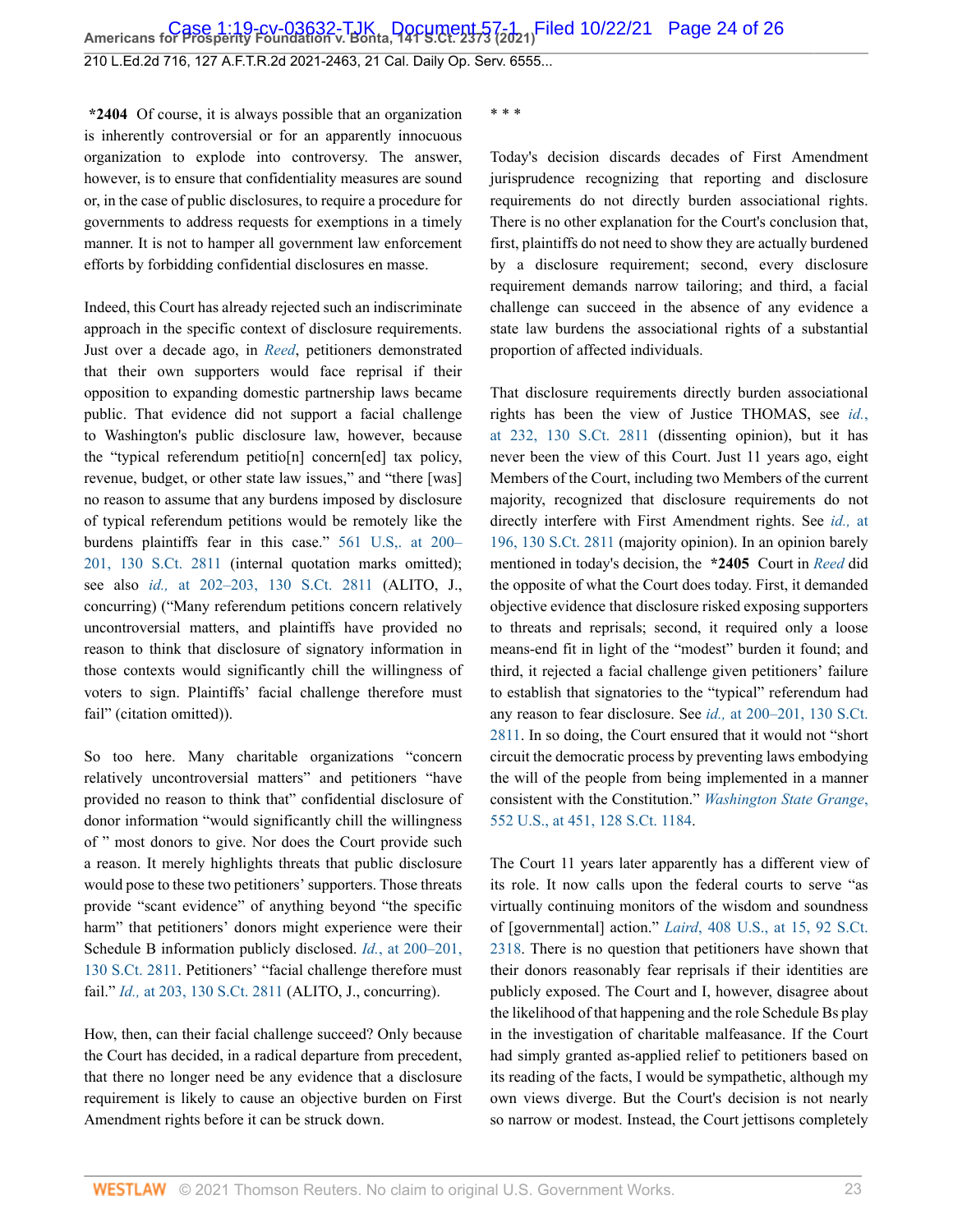**\*2404** Of course, it is always possible that an organization is inherently controversial or for an apparently innocuous organization to explode into controversy. The answer, however, is to ensure that confidentiality measures are sound or, in the case of public disclosures, to require a procedure for governments to address requests for exemptions in a timely manner. It is not to hamper all government law enforcement efforts by forbidding confidential disclosures en masse.

Indeed, this Court has already rejected such an indiscriminate approach in the specific context of disclosure requirements. Just over a decade ago, in *Reed*, petitioners demonstrated that their own supporters would face reprisal if their opposition to expanding domestic partnership laws became public. That evidence did not support a facial challenge to Washington's public disclosure law, however, because the "typical referendum petitio[n] concern[ed] tax policy, revenue, budget, or other state law issues," and "there [was] no reason to assume that any burdens imposed by disclosure of typical referendum petitions would be remotely like the burdens plaintiffs fear in this case." 561 U.S., at 200–201, 130 S.Ct. 2811 (internal quotation marks omitted); see also *id.,* at 202–203, 130 S.Ct. 2811 (ALITO, J., concurring) ("Many referendum petitions concern relatively uncontroversial matters, and plaintiffs have provided no reason to think that disclosure of signatory information in those contexts would significantly chill the willingness of voters to sign. Plaintiffs' facial challenge therefore must fail" (citation omitted)).

So too here. Many charitable organizations "concern relatively uncontroversial matters" and petitioners "have provided no reason to think that" confidential disclosure of donor information "would significantly chill the willingness of " most donors to give. Nor does the Court provide such a reason. It merely highlights threats that public disclosure would pose to these two petitioners' supporters. Those threats provide "scant evidence" of anything beyond "the specific harm" that petitioners' donors might experience were their Schedule B information publicly disclosed. *Id.*, at 200–201, 130 S.Ct. 2811. Petitioners' "facial challenge therefore must fail." *Id.,* at 203, 130 S.Ct. 2811 (ALITO, J., concurring).

How, then, can their facial challenge succeed? Only because the Court has decided, in a radical departure from precedent, that there no longer need be any evidence that a disclosure requirement is likely to cause an objective burden on First Amendment rights before it can be struck down.

\* \* \*

Today's decision discards decades of First Amendment jurisprudence recognizing that reporting and disclosure requirements do not directly burden associational rights. There is no other explanation for the Court's conclusion that, first, plaintiffs do not need to show they are actually burdened by a disclosure requirement; second, every disclosure requirement demands narrow tailoring; and third, a facial challenge can succeed in the absence of any evidence a state law burdens the associational rights of a substantial proportion of affected individuals.

That disclosure requirements directly burden associational rights has been the view of Justice THOMAS, see *id.*, at 232, 130 S.Ct. 2811 (dissenting opinion), but it has never been the view of this Court. Just 11 years ago, eight Members of the Court, including two Members of the current majority, recognized that disclosure requirements do not directly interfere with First Amendment rights. See *id.,* at 196, 130 S.Ct. 2811 (majority opinion). In an opinion barely mentioned in today's decision, the **\*2405** Court in *Reed* did the opposite of what the Court does today. First, it demanded objective evidence that disclosure risked exposing supporters to threats and reprisals; second, it required only a loose means-end fit in light of the "modest" burden it found; and third, it rejected a facial challenge given petitioners' failure to establish that signatories to the "typical" referendum had any reason to fear disclosure. See *id.,* at 200–201, 130 S.Ct. 2811. In so doing, the Court ensured that it would not "short circuit the democratic process by preventing laws embodying the will of the people from being implemented in a manner consistent with the Constitution." *Washington State Grange*, 552 U.S., at 451, 128 S.Ct. 1184.

The Court 11 years later apparently has a different view of its role. It now calls upon the federal courts to serve "as virtually continuing monitors of the wisdom and soundness of [governmental] action." *Laird*, 408 U.S., at 15, 92 S.Ct. 2318. There is no question that petitioners have shown that their donors reasonably fear reprisals if their identities are publicly exposed. The Court and I, however, disagree about the likelihood of that happening and the role Schedule Bs play in the investigation of charitable malfeasance. If the Court had simply granted as-applied relief to petitioners based on its reading of the facts, I would be sympathetic, although my own views diverge. But the Court's decision is not nearly so narrow or modest. Instead, the Court jettisons completely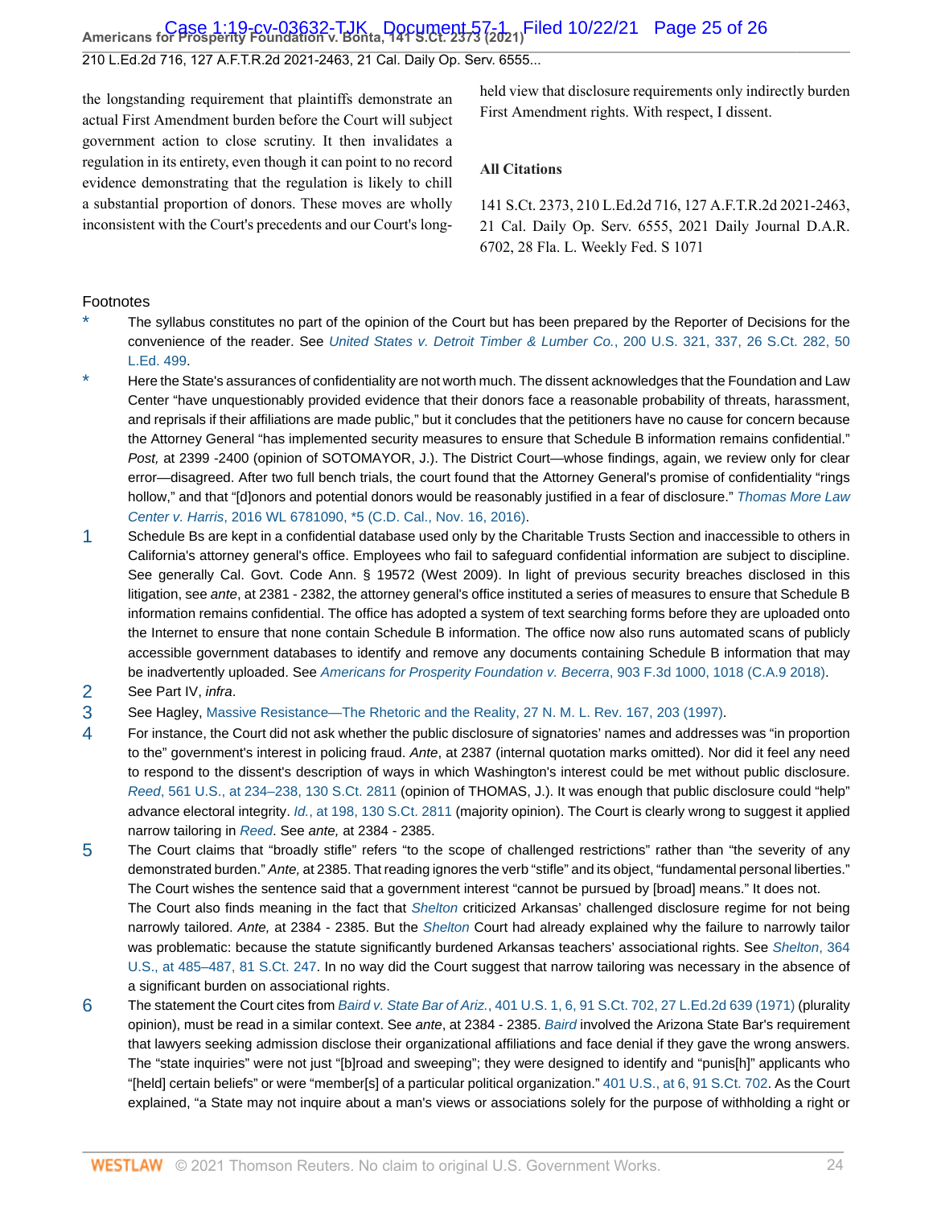the longstanding requirement that plaintiffs demonstrate an actual First Amendment burden before the Court will subject government action to close scrutiny. It then invalidates a regulation in its entirety, even though it can point to no record evidence demonstrating that the regulation is likely to chill a substantial proportion of donors. These moves are wholly inconsistent with the Court's precedents and our Court's long-held view that disclosure requirements only indirectly burden First Amendment rights. With respect, I dissent.

### All Citations

141 S.Ct. 2373, 210 L.Ed.2d 716, 127 A.F.T.R.2d 2021-2463, 21 Cal. Daily Op. Serv. 6555, 2021 Daily Journal D.A.R. 6702, 28 Fla. L. Weekly Fed. S 1071

## Footnotes

* The syllabus constitutes no part of the opinion of the Court but has been prepared by the Reporter of Decisions for the convenience of the reader. See *United States v. Detroit Timber & Lumber Co.*, 200 U.S. 321, 337, 26 S.Ct. 282, 50 L.Ed. 499.

* Here the State's assurances of confidentiality are not worth much. The dissent acknowledges that the Foundation and Law Center "have unquestionably provided evidence that their donors face a reasonable probability of threats, harassment, and reprisals if their affiliations are made public," but it concludes that the petitioners have no cause for concern because the Attorney General "has implemented security measures to ensure that Schedule B information remains confidential." *Post,* at 2399 -2400 (opinion of SOTOMAYOR, J.). The District Court—whose findings, again, we review only for clear error—disagreed. After two full bench trials, the court found that the Attorney General's promise of confidentiality "rings hollow," and that "[d]onors and potential donors would be reasonably justified in a fear of disclosure." *Thomas More Law Center v. Harris*, 2016 WL 6781090, *5 (C.D. Cal., Nov. 16, 2016).

1 Schedule Bs are kept in a confidential database used only by the Charitable Trusts Section and inaccessible to others in California's attorney general's office. Employees who fail to safeguard confidential information are subject to discipline. See generally Cal. Govt. Code Ann. § 19572 (West 2009). In light of previous security breaches disclosed in this litigation, see *ante*, at 2381 - 2382, the attorney general's office instituted a series of measures to ensure that Schedule B information remains confidential. The office has adopted a system of text searching forms before they are uploaded onto the Internet to ensure that none contain Schedule B information. The office now also runs automated scans of publicly accessible government databases to identify and remove any documents containing Schedule B information that may be inadvertently uploaded. See *Americans for Prosperity Foundation v. Becerra*, 903 F.3d 1000, 1018 (C.A.9 2018).

2 See Part IV, *infra*.

3 See Hagley, Massive Resistance—The Rhetoric and the Reality, 27 N. M. L. Rev. 167, 203 (1997).

4 For instance, the Court did not ask whether the public disclosure of signatories' names and addresses was "in proportion to the" government's interest in policing fraud. *Ante*, at 2387 (internal quotation marks omitted). Nor did it feel any need to respond to the dissent's description of ways in which Washington's interest could be met without public disclosure. *Reed*, 561 U.S., at 234–238, 130 S.Ct. 2811 (opinion of THOMAS, J.). It was enough that public disclosure could "help" advance electoral integrity. *Id.*, at 198, 130 S.Ct. 2811 (majority opinion). The Court is clearly wrong to suggest it applied narrow tailoring in *Reed*. See *ante,* at 2384 - 2385.

5 The Court claims that "broadly stifle" refers "to the scope of challenged restrictions" rather than "the severity of any demonstrated burden." *Ante,* at 2385. That reading ignores the verb "stifle" and its object, "fundamental personal liberties." The Court wishes the sentence said that a government interest "cannot be pursued by [broad] means." It does not.

The Court also finds meaning in the fact that *Shelton* criticized Arkansas' challenged disclosure regime for not being narrowly tailored. *Ante,* at 2384 - 2385. But the *Shelton* Court had already explained why the failure to narrowly tailor was problematic: because the statute significantly burdened Arkansas teachers' associational rights. See *Shelton*, 364 U.S., at 485–487, 81 S.Ct. 247. In no way did the Court suggest that narrow tailoring was necessary in the absence of a significant burden on associational rights.

6 The statement the Court cites from *Baird v. State Bar of Ariz.*, 401 U.S. 1, 6, 91 S.Ct. 702, 27 L.Ed.2d 639 (1971) (plurality opinion), must be read in a similar context. See *ante*, at 2384 - 2385. *Baird* involved the Arizona State Bar's requirement that lawyers seeking admission disclose their organizational affiliations and face denial if they gave the wrong answers. The "state inquiries" were not just "[b]road and sweeping"; they were designed to identify and "punis[h]" applicants who "[held] certain beliefs" or were "member[s] of a particular political organization." 401 U.S., at 6, 91 S.Ct. 702. As the Court explained, "a State may not inquire about a man's views or associations solely for the purpose of withholding a right or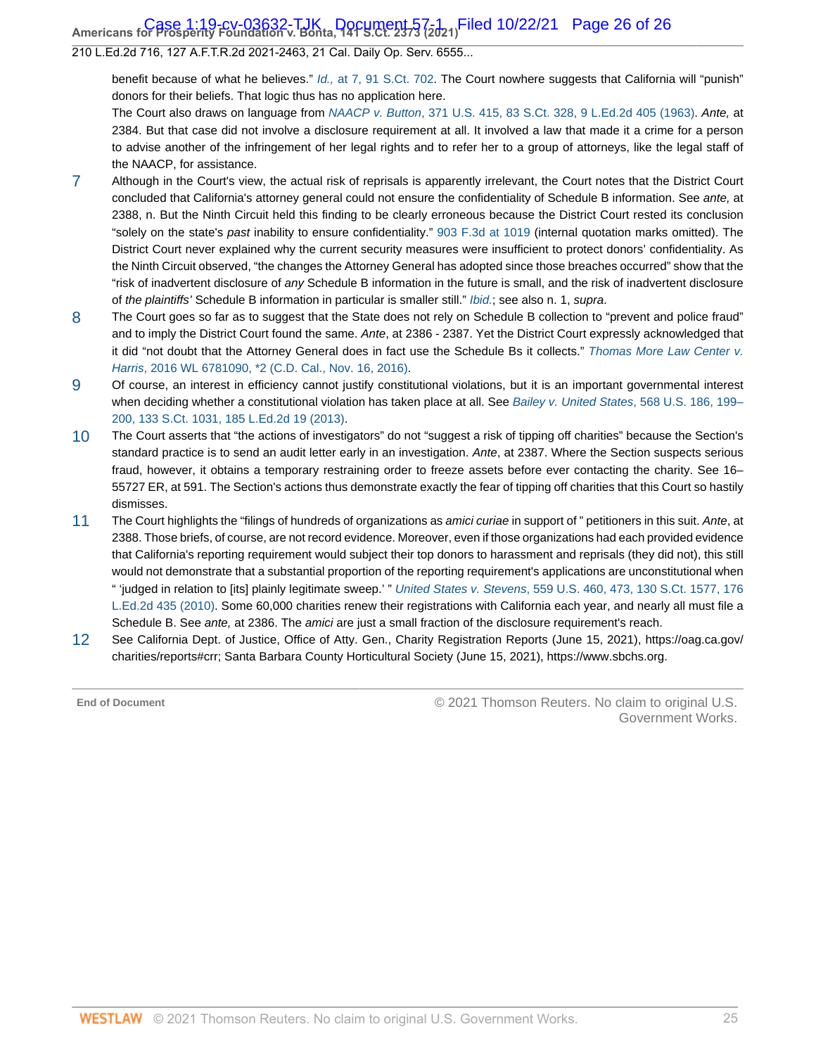benefit because of what he believes." *Id.,* at 7, 91 S.Ct. 702. The Court nowhere suggests that California will "punish" donors for their beliefs. That logic thus has no application here.

The Court also draws on language from *NAACP v. Button*, 371 U.S. 415, 83 S.Ct. 328, 9 L.Ed.2d 405 (1963). *Ante,* at 2384. But that case did not involve a disclosure requirement at all. It involved a law that made it a crime for a person to advise another of the infringement of her legal rights and to refer her to a group of attorneys, like the legal staff of the NAACP, for assistance.

7 Although in the Court's view, the actual risk of reprisals is apparently irrelevant, the Court notes that the District Court concluded that California's attorney general could not ensure the confidentiality of Schedule B information. See *ante,* at 2388, n. But the Ninth Circuit held this finding to be clearly erroneous because the District Court rested its conclusion "solely on the state's *past* inability to ensure confidentiality." 903 F.3d at 1019 (internal quotation marks omitted). The District Court never explained why the current security measures were insufficient to protect donors' confidentiality. As the Ninth Circuit observed, "the changes the Attorney General has adopted since those breaches occurred" show that the "risk of inadvertent disclosure of *any* Schedule B information in the future is small, and the risk of inadvertent disclosure of *the plaintiffs'* Schedule B information in particular is smaller still." *Ibid.*; see also n. 1, *supra*.

8 The Court goes so far as to suggest that the State does not rely on Schedule B collection to "prevent and police fraud" and to imply the District Court found the same. *Ante*, at 2386 - 2387. Yet the District Court expressly acknowledged that it did "not doubt that the Attorney General does in fact use the Schedule Bs it collects." *Thomas More Law Center v. Harris*, 2016 WL 6781090, *2 (C.D. Cal., Nov. 16, 2016).

9 Of course, an interest in efficiency cannot justify constitutional violations, but it is an important governmental interest when deciding whether a constitutional violation has taken place at all. See *Bailey v. United States*, 568 U.S. 186, 199–200, 133 S.Ct. 1031, 185 L.Ed.2d 19 (2013).

10 The Court asserts that "the actions of investigators" do not "suggest a risk of tipping off charities" because the Section's standard practice is to send an audit letter early in an investigation. *Ante*, at 2387. Where the Section suspects serious fraud, however, it obtains a temporary restraining order to freeze assets before ever contacting the charity. See 16–55727 ER, at 591. The Section's actions thus demonstrate exactly the fear of tipping off charities that this Court so hastily dismisses.

11 The Court highlights the "filings of hundreds of organizations as *amici curiae* in support of " petitioners in this suit. *Ante*, at 2388. Those briefs, of course, are not record evidence. Moreover, even if those organizations had each provided evidence that California's reporting requirement would subject their top donors to harassment and reprisals (they did not), this still would not demonstrate that a substantial proportion of the reporting requirement's applications are unconstitutional when " 'judged in relation to [its] plainly legitimate sweep.' " *United States v. Stevens*, 559 U.S. 460, 473, 130 S.Ct. 1577, 176 L.Ed.2d 435 (2010). Some 60,000 charities renew their registrations with California each year, and nearly all must file a Schedule B. See *ante,* at 2386. The *amici* are just a small fraction of the disclosure requirement's reach.

12 See California Dept. of Justice, Office of Atty. Gen., Charity Registration Reports (June 15, 2021), https://oag.ca.gov/charities/reports#crr; Santa Barbara County Horticultural Society (June 15, 2021), https://www.sbchs.org.

**End of Document** © 2021 Thomson Reuters. No claim to original U.S. Government Works.